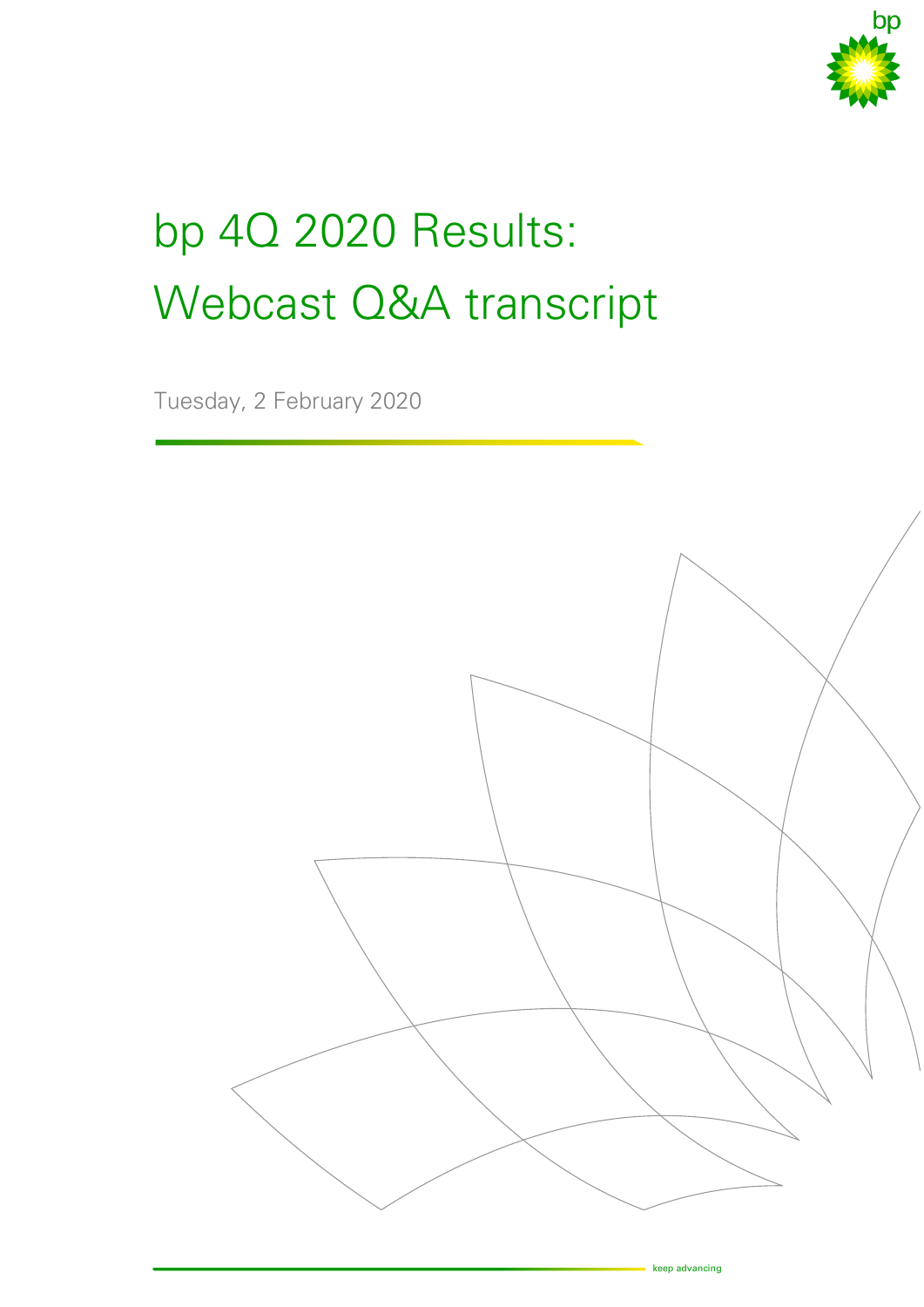# bp 4Q 2020 Results: Webcast Q&A transcript

Tuesday, 2 February 2020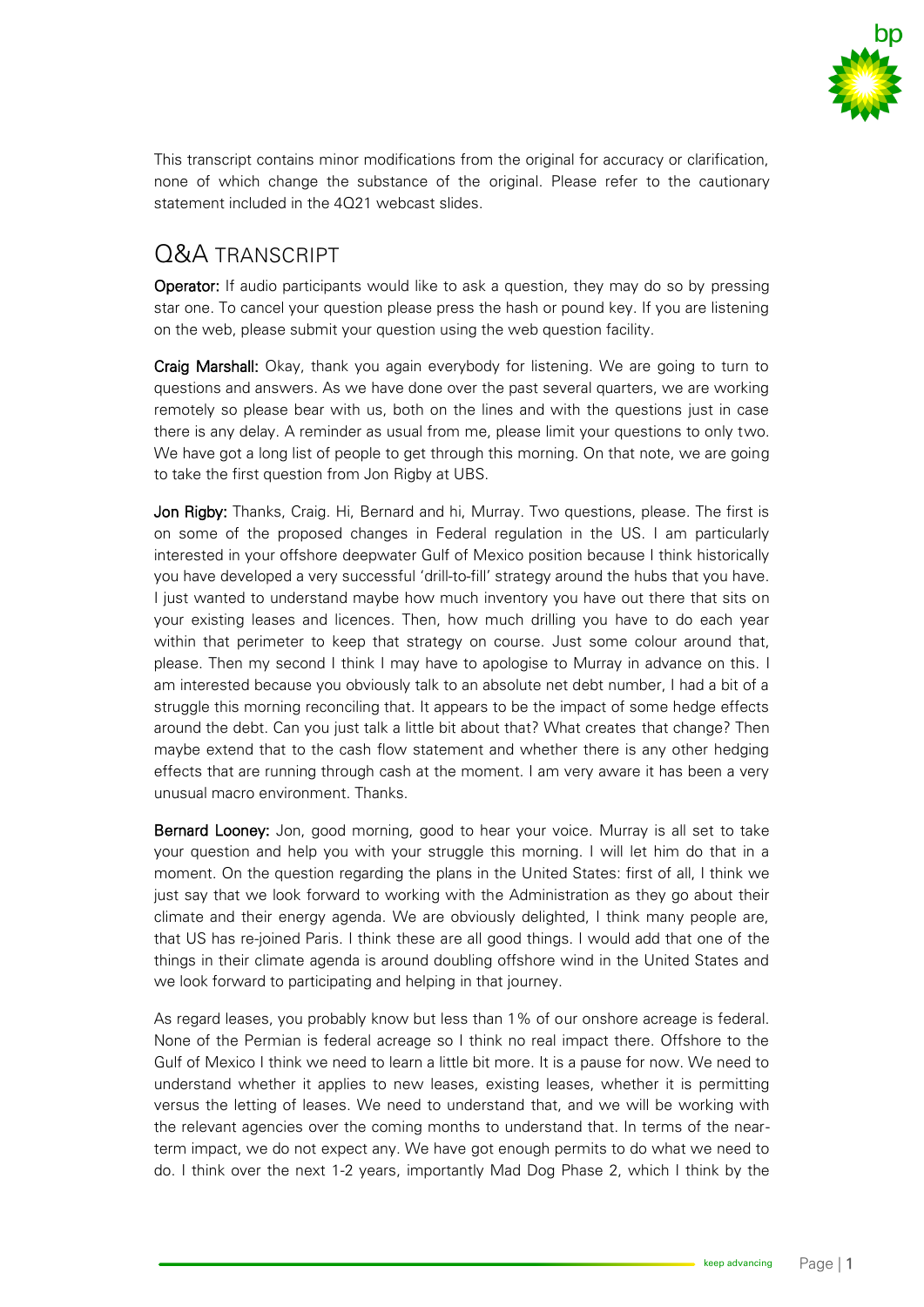This transcript contains minor modifications from the original for accuracy or clarification, none of which change the substance of the original. Please refer to the cautionary statement included in the 4Q21 webcast slides.

## Q&A TRANSCRIPT

**Operator:** If audio participants would like to ask a question, they may do so by pressing star one. To cancel your question please press the hash or pound key. If you are listening on the web, please submit your question using the web question facility.

**Craig Marshall:** Okay, thank you again everybody for listening. We are going to turn to questions and answers. As we have done over the past several quarters, we are working remotely so please bear with us, both on the lines and with the questions just in case there is any delay. A reminder as usual from me, please limit your questions to only two. We have got a long list of people to get through this morning. On that note, we are going to take the first question from Jon Rigby at UBS.

**Jon Rigby:** Thanks, Craig. Hi, Bernard and hi, Murray. Two questions, please. The first is on some of the proposed changes in Federal regulation in the US. I am particularly interested in your offshore deepwater Gulf of Mexico position because I think historically you have developed a very successful 'drill-to-fill' strategy around the hubs that you have. I just wanted to understand maybe how much inventory you have out there that sits on your existing leases and licences. Then, how much drilling you have to do each year within that perimeter to keep that strategy on course. Just some colour around that, please. Then my second I think I may have to apologise to Murray in advance on this. I am interested because you obviously talk to an absolute net debt number, I had a bit of a struggle this morning reconciling that. It appears to be the impact of some hedge effects around the debt. Can you just talk a little bit about that? What creates that change? Then maybe extend that to the cash flow statement and whether there is any other hedging effects that are running through cash at the moment. I am very aware it has been a very unusual macro environment. Thanks.

**Bernard Looney:** Jon, good morning, good to hear your voice. Murray is all set to take your question and help you with your struggle this morning. I will let him do that in a moment. On the question regarding the plans in the United States: first of all, I think we just say that we look forward to working with the Administration as they go about their climate and their energy agenda. We are obviously delighted, I think many people are, that US has re-joined Paris. I think these are all good things. I would add that one of the things in their climate agenda is around doubling offshore wind in the United States and we look forward to participating and helping in that journey.

As regard leases, you probably know but less than 1% of our onshore acreage is federal. None of the Permian is federal acreage so I think no real impact there. Offshore to the Gulf of Mexico I think we need to learn a little bit more. It is a pause for now. We need to understand whether it applies to new leases, existing leases, whether it is permitting versus the letting of leases. We need to understand that, and we will be working with the relevant agencies over the coming months to understand that. In terms of the near-term impact, we do not expect any. We have got enough permits to do what we need to do. I think over the next 1-2 years, importantly Mad Dog Phase 2, which I think by the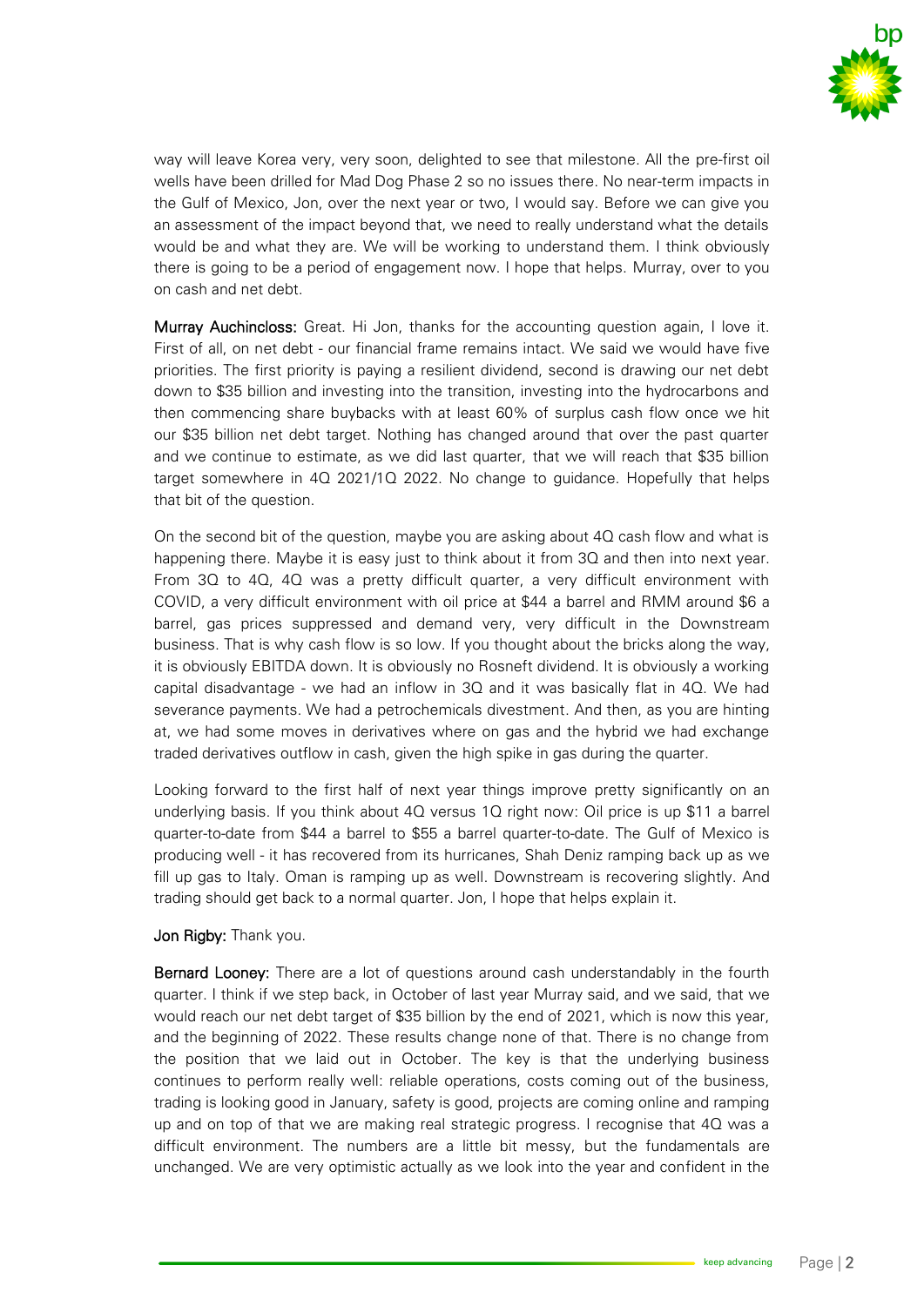way will leave Korea very, very soon, delighted to see that milestone. All the pre-first oil wells have been drilled for Mad Dog Phase 2 so no issues there. No near-term impacts in the Gulf of Mexico, Jon, over the next year or two, I would say. Before we can give you an assessment of the impact beyond that, we need to really understand what the details would be and what they are. We will be working to understand them. I think obviously there is going to be a period of engagement now. I hope that helps. Murray, over to you on cash and net debt.

**Murray Auchincloss:** Great. Hi Jon, thanks for the accounting question again, I love it. First of all, on net debt - our financial frame remains intact. We said we would have five priorities. The first priority is paying a resilient dividend, second is drawing our net debt down to $35 billion and investing into the transition, investing into the hydrocarbons and then commencing share buybacks with at least 60% of surplus cash flow once we hit our $35 billion net debt target. Nothing has changed around that over the past quarter and we continue to estimate, as we did last quarter, that we will reach that $35 billion target somewhere in 4Q 2021/1Q 2022. No change to guidance. Hopefully that helps that bit of the question.

On the second bit of the question, maybe you are asking about 4Q cash flow and what is happening there. Maybe it is easy just to think about it from 3Q and then into next year. From 3Q to 4Q, 4Q was a pretty difficult quarter, a very difficult environment with COVID, a very difficult environment with oil price at $44 a barrel and RMM around $6 a barrel, gas prices suppressed and demand very, very difficult in the Downstream business. That is why cash flow is so low. If you thought about the bricks along the way, it is obviously EBITDA down. It is obviously no Rosneft dividend. It is obviously a working capital disadvantage - we had an inflow in 3Q and it was basically flat in 4Q. We had severance payments. We had a petrochemicals divestment. And then, as you are hinting at, we had some moves in derivatives where on gas and the hybrid we had exchange traded derivatives outflow in cash, given the high spike in gas during the quarter.

Looking forward to the first half of next year things improve pretty significantly on an underlying basis. If you think about 4Q versus 1Q right now: Oil price is up $11 a barrel quarter-to-date from $44 a barrel to $55 a barrel quarter-to-date. The Gulf of Mexico is producing well - it has recovered from its hurricanes, Shah Deniz ramping back up as we fill up gas to Italy. Oman is ramping up as well. Downstream is recovering slightly. And trading should get back to a normal quarter. Jon, I hope that helps explain it.

**Jon Rigby:** Thank you.

**Bernard Looney:** There are a lot of questions around cash understandably in the fourth quarter. I think if we step back, in October of last year Murray said, and we said, that we would reach our net debt target of $35 billion by the end of 2021, which is now this year, and the beginning of 2022. These results change none of that. There is no change from the position that we laid out in October. The key is that the underlying business continues to perform really well: reliable operations, costs coming out of the business, trading is looking good in January, safety is good, projects are coming online and ramping up and on top of that we are making real strategic progress. I recognise that 4Q was a difficult environment. The numbers are a little bit messy, but the fundamentals are unchanged. We are very optimistic actually as we look into the year and confident in the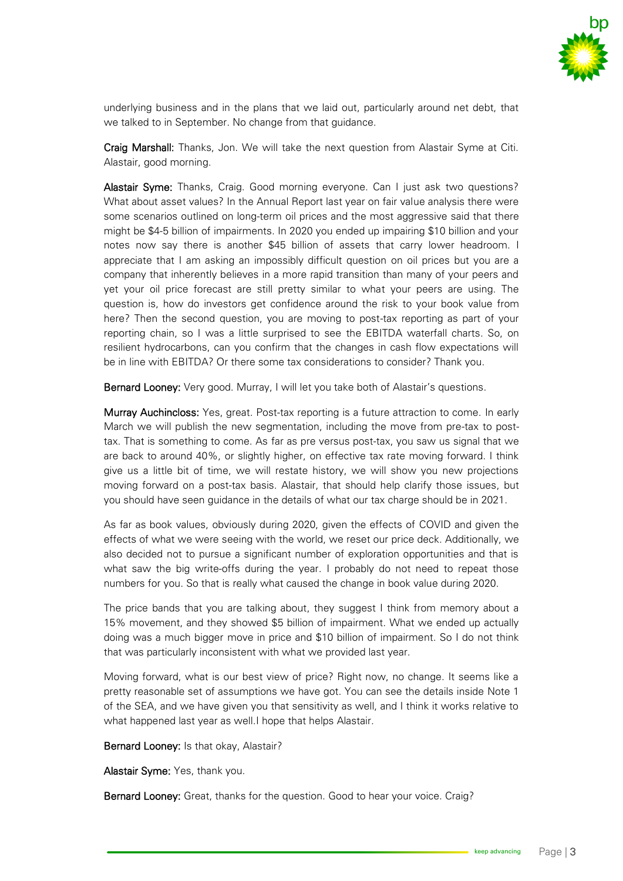underlying business and in the plans that we laid out, particularly around net debt, that we talked to in September. No change from that guidance.

**Craig Marshall:** Thanks, Jon. We will take the next question from Alastair Syme at Citi. Alastair, good morning.

**Alastair Syme:** Thanks, Craig. Good morning everyone. Can I just ask two questions? What about asset values? In the Annual Report last year on fair value analysis there were some scenarios outlined on long-term oil prices and the most aggressive said that there might be $4-5 billion of impairments. In 2020 you ended up impairing $10 billion and your notes now say there is another $45 billion of assets that carry lower headroom. I appreciate that I am asking an impossibly difficult question on oil prices but you are a company that inherently believes in a more rapid transition than many of your peers and yet your oil price forecast are still pretty similar to what your peers are using. The question is, how do investors get confidence around the risk to your book value from here? Then the second question, you are moving to post-tax reporting as part of your reporting chain, so I was a little surprised to see the EBITDA waterfall charts. So, on resilient hydrocarbons, can you confirm that the changes in cash flow expectations will be in line with EBITDA? Or there some tax considerations to consider? Thank you.

**Bernard Looney:** Very good. Murray, I will let you take both of Alastair's questions.

**Murray Auchincloss:** Yes, great. Post-tax reporting is a future attraction to come. In early March we will publish the new segmentation, including the move from pre-tax to post-tax. That is something to come. As far as pre versus post-tax, you saw us signal that we are back to around 40%, or slightly higher, on effective tax rate moving forward. I think give us a little bit of time, we will restate history, we will show you new projections moving forward on a post-tax basis. Alastair, that should help clarify those issues, but you should have seen guidance in the details of what our tax charge should be in 2021.

As far as book values, obviously during 2020, given the effects of COVID and given the effects of what we were seeing with the world, we reset our price deck. Additionally, we also decided not to pursue a significant number of exploration opportunities and that is what saw the big write-offs during the year. I probably do not need to repeat those numbers for you. So that is really what caused the change in book value during 2020.

The price bands that you are talking about, they suggest I think from memory about a 15% movement, and they showed $5 billion of impairment. What we ended up actually doing was a much bigger move in price and $10 billion of impairment. So I do not think that was particularly inconsistent with what we provided last year.

Moving forward, what is our best view of price? Right now, no change. It seems like a pretty reasonable set of assumptions we have got. You can see the details inside Note 1 of the SEA, and we have given you that sensitivity as well, and I think it works relative to what happened last year as well.I hope that helps Alastair.

**Bernard Looney:** Is that okay, Alastair?

**Alastair Syme:** Yes, thank you.

**Bernard Looney:** Great, thanks for the question. Good to hear your voice. Craig?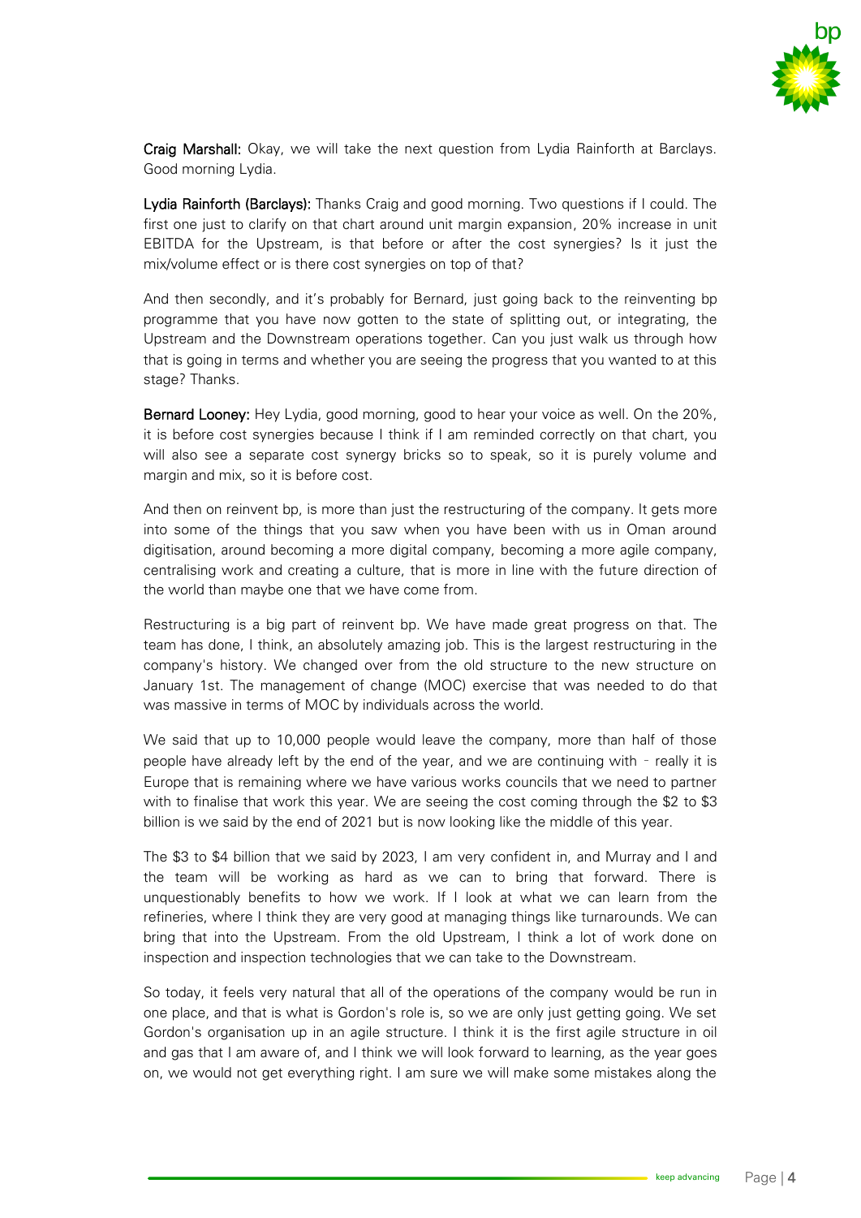**Craig Marshall:** Okay, we will take the next question from Lydia Rainforth at Barclays. Good morning Lydia.

**Lydia Rainforth (Barclays):** Thanks Craig and good morning. Two questions if I could. The first one just to clarify on that chart around unit margin expansion, 20% increase in unit EBITDA for the Upstream, is that before or after the cost synergies? Is it just the mix/volume effect or is there cost synergies on top of that?

And then secondly, and it's probably for Bernard, just going back to the reinventing bp programme that you have now gotten to the state of splitting out, or integrating, the Upstream and the Downstream operations together. Can you just walk us through how that is going in terms and whether you are seeing the progress that you wanted to at this stage? Thanks.

**Bernard Looney:** Hey Lydia, good morning, good to hear your voice as well. On the 20%, it is before cost synergies because I think if I am reminded correctly on that chart, you will also see a separate cost synergy bricks so to speak, so it is purely volume and margin and mix, so it is before cost.

And then on reinvent bp, is more than just the restructuring of the company. It gets more into some of the things that you saw when you have been with us in Oman around digitisation, around becoming a more digital company, becoming a more agile company, centralising work and creating a culture, that is more in line with the future direction of the world than maybe one that we have come from.

Restructuring is a big part of reinvent bp. We have made great progress on that. The team has done, I think, an absolutely amazing job. This is the largest restructuring in the company's history. We changed over from the old structure to the new structure on January 1st. The management of change (MOC) exercise that was needed to do that was massive in terms of MOC by individuals across the world.

We said that up to 10,000 people would leave the company, more than half of those people have already left by the end of the year, and we are continuing with – really it is Europe that is remaining where we have various works councils that we need to partner with to finalise that work this year. We are seeing the cost coming through the $2 to $3 billion is we said by the end of 2021 but is now looking like the middle of this year.

The $3 to $4 billion that we said by 2023, I am very confident in, and Murray and I and the team will be working as hard as we can to bring that forward. There is unquestionably benefits to how we work. If I look at what we can learn from the refineries, where I think they are very good at managing things like turnarounds. We can bring that into the Upstream. From the old Upstream, I think a lot of work done on inspection and inspection technologies that we can take to the Downstream.

So today, it feels very natural that all of the operations of the company would be run in one place, and that is what is Gordon's role is, so we are only just getting going. We set Gordon's organisation up in an agile structure. I think it is the first agile structure in oil and gas that I am aware of, and I think we will look forward to learning, as the year goes on, we would not get everything right. I am sure we will make some mistakes along the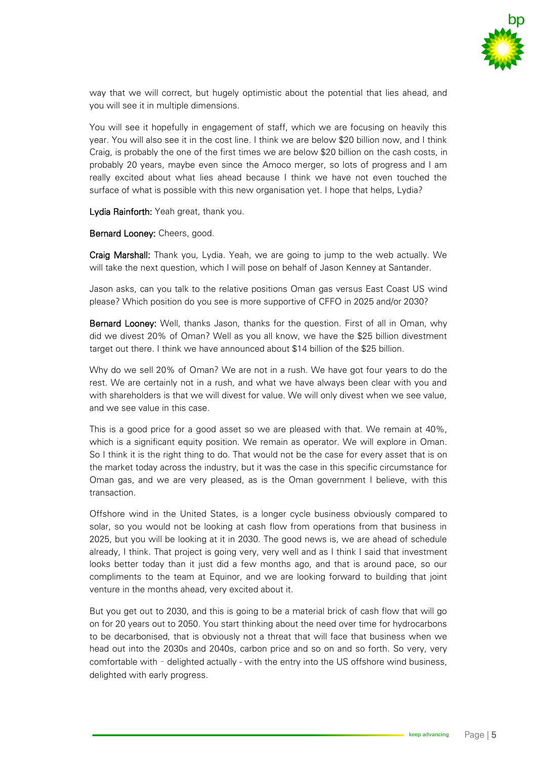way that we will correct, but hugely optimistic about the potential that lies ahead, and you will see it in multiple dimensions.

You will see it hopefully in engagement of staff, which we are focusing on heavily this year. You will also see it in the cost line. I think we are below $20 billion now, and I think Craig, is probably the one of the first times we are below $20 billion on the cash costs, in probably 20 years, maybe even since the Amoco merger, so lots of progress and I am really excited about what lies ahead because I think we have not even touched the surface of what is possible with this new organisation yet. I hope that helps, Lydia?

**Lydia Rainforth:** Yeah great, thank you.

**Bernard Looney:** Cheers, good.

**Craig Marshall:** Thank you, Lydia. Yeah, we are going to jump to the web actually. We will take the next question, which I will pose on behalf of Jason Kenney at Santander.

Jason asks, can you talk to the relative positions Oman gas versus East Coast US wind please? Which position do you see is more supportive of CFFO in 2025 and/or 2030?

**Bernard Looney:** Well, thanks Jason, thanks for the question. First of all in Oman, why did we divest 20% of Oman? Well as you all know, we have the $25 billion divestment target out there. I think we have announced about $14 billion of the $25 billion.

Why do we sell 20% of Oman? We are not in a rush. We have got four years to do the rest. We are certainly not in a rush, and what we have always been clear with you and with shareholders is that we will divest for value. We will only divest when we see value, and we see value in this case.

This is a good price for a good asset so we are pleased with that. We remain at 40%, which is a significant equity position. We remain as operator. We will explore in Oman. So I think it is the right thing to do. That would not be the case for every asset that is on the market today across the industry, but it was the case in this specific circumstance for Oman gas, and we are very pleased, as is the Oman government I believe, with this transaction.

Offshore wind in the United States, is a longer cycle business obviously compared to solar, so you would not be looking at cash flow from operations from that business in 2025, but you will be looking at it in 2030. The good news is, we are ahead of schedule already, I think. That project is going very, very well and as I think I said that investment looks better today than it just did a few months ago, and that is around pace, so our compliments to the team at Equinor, and we are looking forward to building that joint venture in the months ahead, very excited about it.

But you get out to 2030, and this is going to be a material brick of cash flow that will go on for 20 years out to 2050. You start thinking about the need over time for hydrocarbons to be decarbonised, that is obviously not a threat that will face that business when we head out into the 2030s and 2040s, carbon price and so on and so forth. So very, very comfortable with - delighted actually - with the entry into the US offshore wind business, delighted with early progress.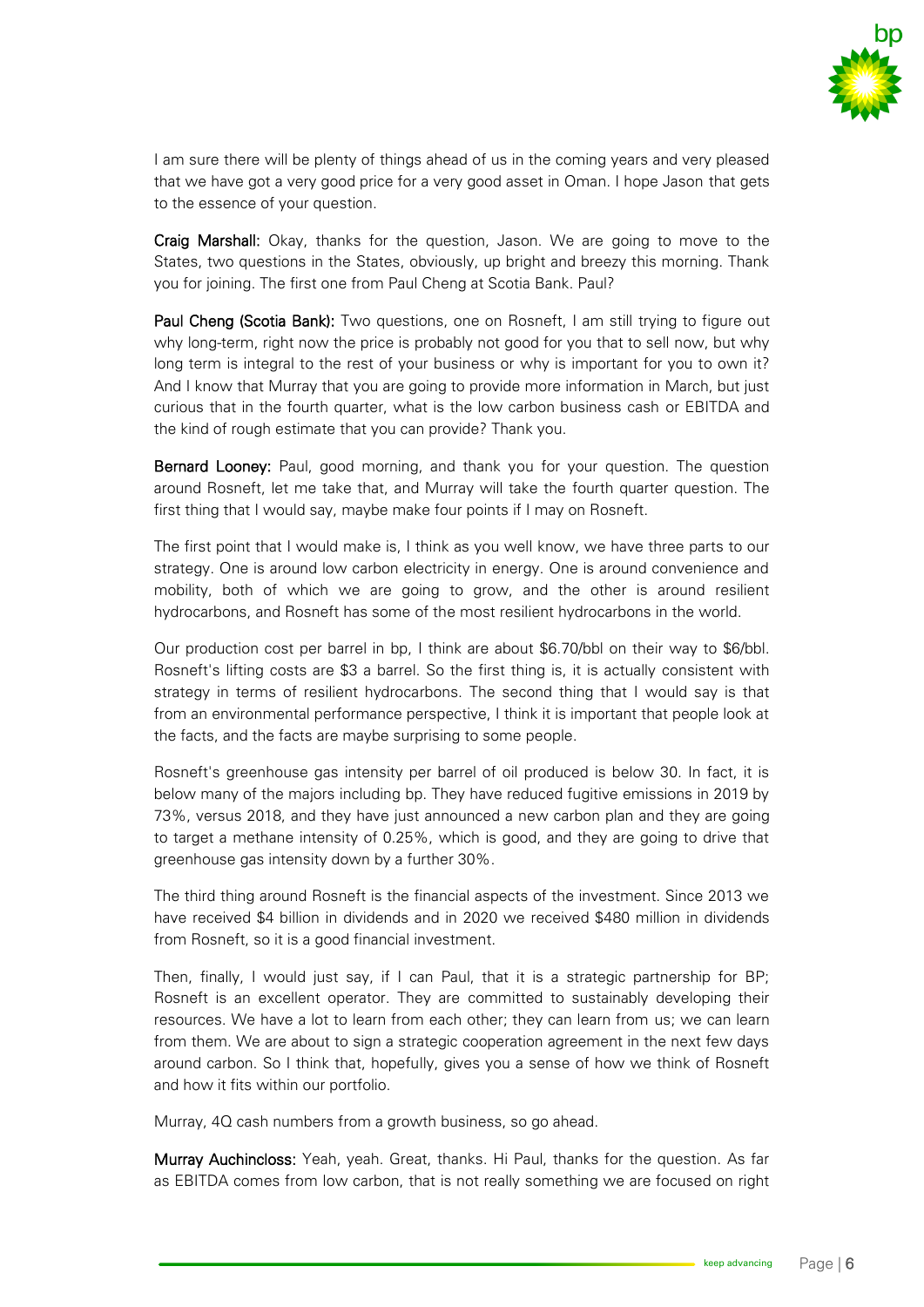I am sure there will be plenty of things ahead of us in the coming years and very pleased that we have got a very good price for a very good asset in Oman. I hope Jason that gets to the essence of your question.

**Craig Marshall:** Okay, thanks for the question, Jason. We are going to move to the States, two questions in the States, obviously, up bright and breezy this morning. Thank you for joining. The first one from Paul Cheng at Scotia Bank. Paul?

**Paul Cheng (Scotia Bank):** Two questions, one on Rosneft, I am still trying to figure out why long-term, right now the price is probably not good for you that to sell now, but why long term is integral to the rest of your business or why is important for you to own it? And I know that Murray that you are going to provide more information in March, but just curious that in the fourth quarter, what is the low carbon business cash or EBITDA and the kind of rough estimate that you can provide? Thank you.

**Bernard Looney:** Paul, good morning, and thank you for your question. The question around Rosneft, let me take that, and Murray will take the fourth quarter question. The first thing that I would say, maybe make four points if I may on Rosneft.

The first point that I would make is, I think as you well know, we have three parts to our strategy. One is around low carbon electricity in energy. One is around convenience and mobility, both of which we are going to grow, and the other is around resilient hydrocarbons, and Rosneft has some of the most resilient hydrocarbons in the world.

Our production cost per barrel in bp, I think are about $6.70/bbl on their way to $6/bbl. Rosneft's lifting costs are $3 a barrel. So the first thing is, it is actually consistent with strategy in terms of resilient hydrocarbons. The second thing that I would say is that from an environmental performance perspective, I think it is important that people look at the facts, and the facts are maybe surprising to some people.

Rosneft's greenhouse gas intensity per barrel of oil produced is below 30. In fact, it is below many of the majors including bp. They have reduced fugitive emissions in 2019 by 73%, versus 2018, and they have just announced a new carbon plan and they are going to target a methane intensity of 0.25%, which is good, and they are going to drive that greenhouse gas intensity down by a further 30%.

The third thing around Rosneft is the financial aspects of the investment. Since 2013 we have received $4 billion in dividends and in 2020 we received $480 million in dividends from Rosneft, so it is a good financial investment.

Then, finally, I would just say, if I can Paul, that it is a strategic partnership for BP; Rosneft is an excellent operator. They are committed to sustainably developing their resources. We have a lot to learn from each other; they can learn from us; we can learn from them. We are about to sign a strategic cooperation agreement in the next few days around carbon. So I think that, hopefully, gives you a sense of how we think of Rosneft and how it fits within our portfolio.

Murray, 4Q cash numbers from a growth business, so go ahead.

**Murray Auchincloss:** Yeah, yeah. Great, thanks. Hi Paul, thanks for the question. As far as EBITDA comes from low carbon, that is not really something we are focused on right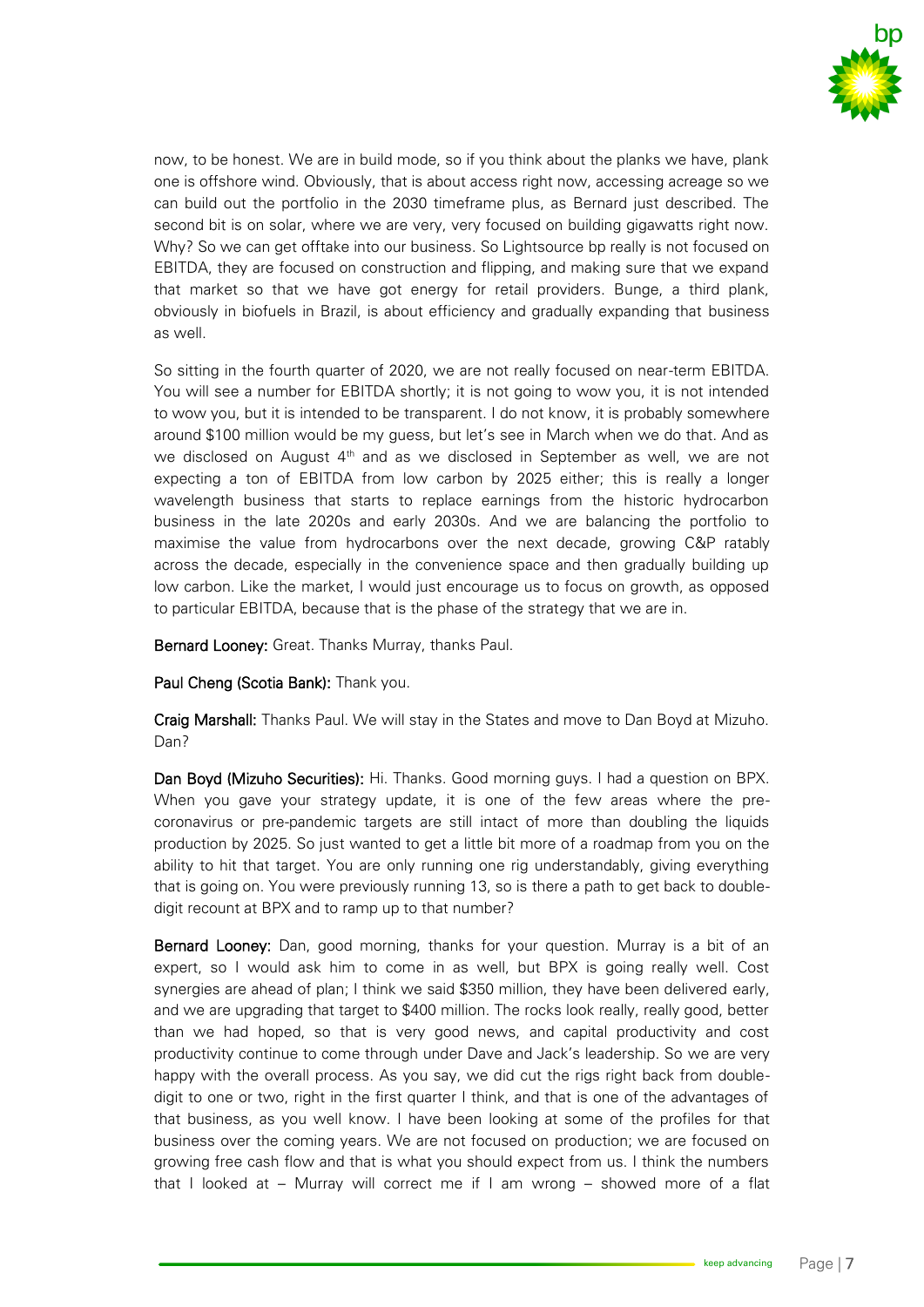now, to be honest. We are in build mode, so if you think about the planks we have, plank one is offshore wind. Obviously, that is about access right now, accessing acreage so we can build out the portfolio in the 2030 timeframe plus, as Bernard just described. The second bit is on solar, where we are very, very focused on building gigawatts right now. Why? So we can get offtake into our business. So Lightsource bp really is not focused on EBITDA, they are focused on construction and flipping, and making sure that we expand that market so that we have got energy for retail providers. Bunge, a third plank, obviously in biofuels in Brazil, is about efficiency and gradually expanding that business as well.

So sitting in the fourth quarter of 2020, we are not really focused on near-term EBITDA. You will see a number for EBITDA shortly; it is not going to wow you, it is not intended to wow you, but it is intended to be transparent. I do not know, it is probably somewhere around $100 million would be my guess, but let's see in March when we do that. And as we disclosed on August 4th and as we disclosed in September as well, we are not expecting a ton of EBITDA from low carbon by 2025 either; this is really a longer wavelength business that starts to replace earnings from the historic hydrocarbon business in the late 2020s and early 2030s. And we are balancing the portfolio to maximise the value from hydrocarbons over the next decade, growing C&P ratably across the decade, especially in the convenience space and then gradually building up low carbon. Like the market, I would just encourage us to focus on growth, as opposed to particular EBITDA, because that is the phase of the strategy that we are in.

**Bernard Looney:** Great. Thanks Murray, thanks Paul.

**Paul Cheng (Scotia Bank):** Thank you.

**Craig Marshall:** Thanks Paul. We will stay in the States and move to Dan Boyd at Mizuho. Dan?

**Dan Boyd (Mizuho Securities):** Hi. Thanks. Good morning guys. I had a question on BPX. When you gave your strategy update, it is one of the few areas where the pre-coronavirus or pre-pandemic targets are still intact of more than doubling the liquids production by 2025. So just wanted to get a little bit more of a roadmap from you on the ability to hit that target. You are only running one rig understandably, giving everything that is going on. You were previously running 13, so is there a path to get back to double-digit recount at BPX and to ramp up to that number?

**Bernard Looney:** Dan, good morning, thanks for your question. Murray is a bit of an expert, so I would ask him to come in as well, but BPX is going really well. Cost synergies are ahead of plan; I think we said $350 million, they have been delivered early, and we are upgrading that target to $400 million. The rocks look really, really good, better than we had hoped, so that is very good news, and capital productivity and cost productivity continue to come through under Dave and Jack's leadership. So we are very happy with the overall process. As you say, we did cut the rigs right back from double-digit to one or two, right in the first quarter I think, and that is one of the advantages of that business, as you well know. I have been looking at some of the profiles for that business over the coming years. We are not focused on production; we are focused on growing free cash flow and that is what you should expect from us. I think the numbers that I looked at – Murray will correct me if I am wrong – showed more of a flat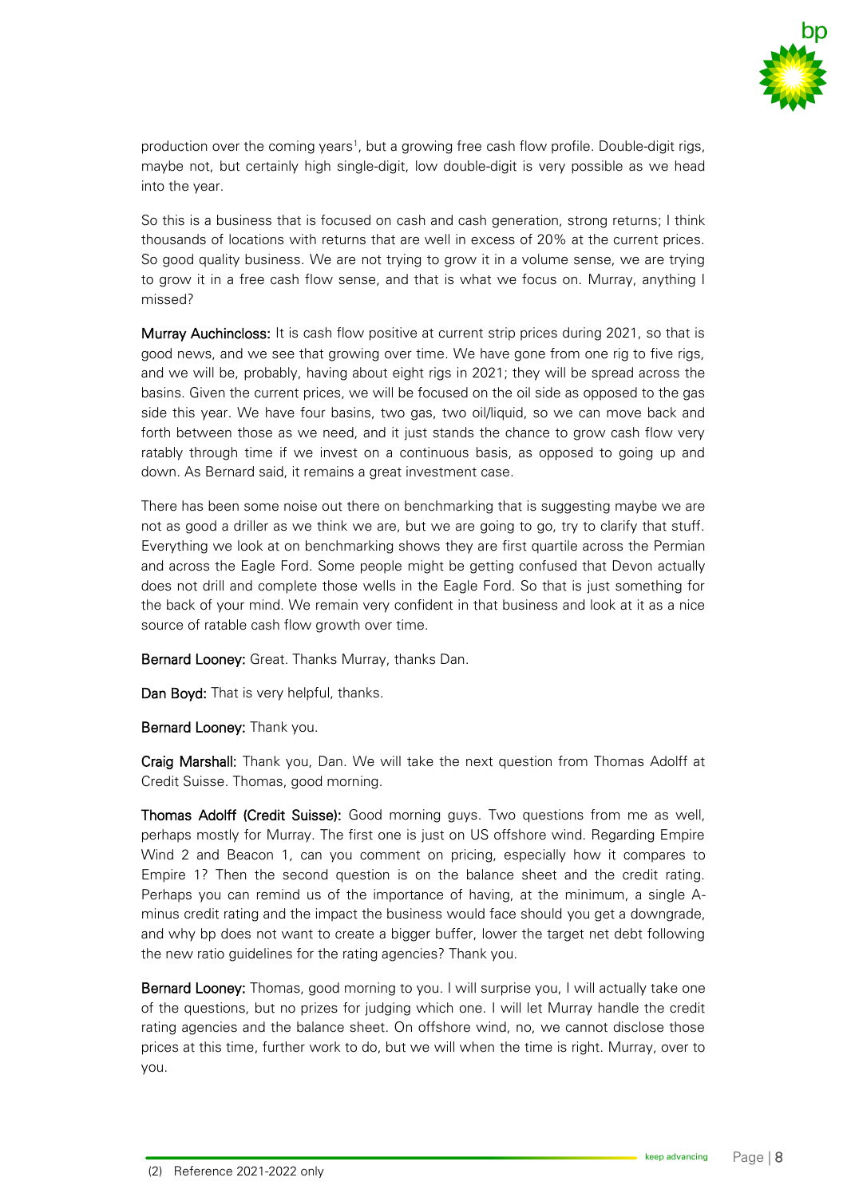production over the coming years[1], but a growing free cash flow profile. Double-digit rigs, maybe not, but certainly high single-digit, low double-digit is very possible as we head into the year.

So this is a business that is focused on cash and cash generation, strong returns; I think thousands of locations with returns that are well in excess of 20% at the current prices. So good quality business. We are not trying to grow it in a volume sense, we are trying to grow it in a free cash flow sense, and that is what we focus on. Murray, anything I missed?

**Murray Auchincloss:** It is cash flow positive at current strip prices during 2021, so that is good news, and we see that growing over time. We have gone from one rig to five rigs, and we will be, probably, having about eight rigs in 2021; they will be spread across the basins. Given the current prices, we will be focused on the oil side as opposed to the gas side this year. We have four basins, two gas, two oil/liquid, so we can move back and forth between those as we need, and it just stands the chance to grow cash flow very ratably through time if we invest on a continuous basis, as opposed to going up and down. As Bernard said, it remains a great investment case.

There has been some noise out there on benchmarking that is suggesting maybe we are not as good a driller as we think we are, but we are going to go, try to clarify that stuff. Everything we look at on benchmarking shows they are first quartile across the Permian and across the Eagle Ford. Some people might be getting confused that Devon actually does not drill and complete those wells in the Eagle Ford. So that is just something for the back of your mind. We remain very confident in that business and look at it as a nice source of ratable cash flow growth over time.

**Bernard Looney:** Great. Thanks Murray, thanks Dan.

**Dan Boyd:** That is very helpful, thanks.

**Bernard Looney:** Thank you.

**Craig Marshall:** Thank you, Dan. We will take the next question from Thomas Adolff at Credit Suisse. Thomas, good morning.

**Thomas Adolff (Credit Suisse):** Good morning guys. Two questions from me as well, perhaps mostly for Murray. The first one is just on US offshore wind. Regarding Empire Wind 2 and Beacon 1, can you comment on pricing, especially how it compares to Empire 1? Then the second question is on the balance sheet and the credit rating. Perhaps you can remind us of the importance of having, at the minimum, a single A-minus credit rating and the impact the business would face should you get a downgrade, and why bp does not want to create a bigger buffer, lower the target net debt following the new ratio guidelines for the rating agencies? Thank you.

**Bernard Looney:** Thomas, good morning to you. I will surprise you, I will actually take one of the questions, but no prizes for judging which one. I will let Murray handle the credit rating agencies and the balance sheet. On offshore wind, no, we cannot disclose those prices at this time, further work to do, but we will when the time is right. Murray, over to you.

(2) Reference 2021-2022 only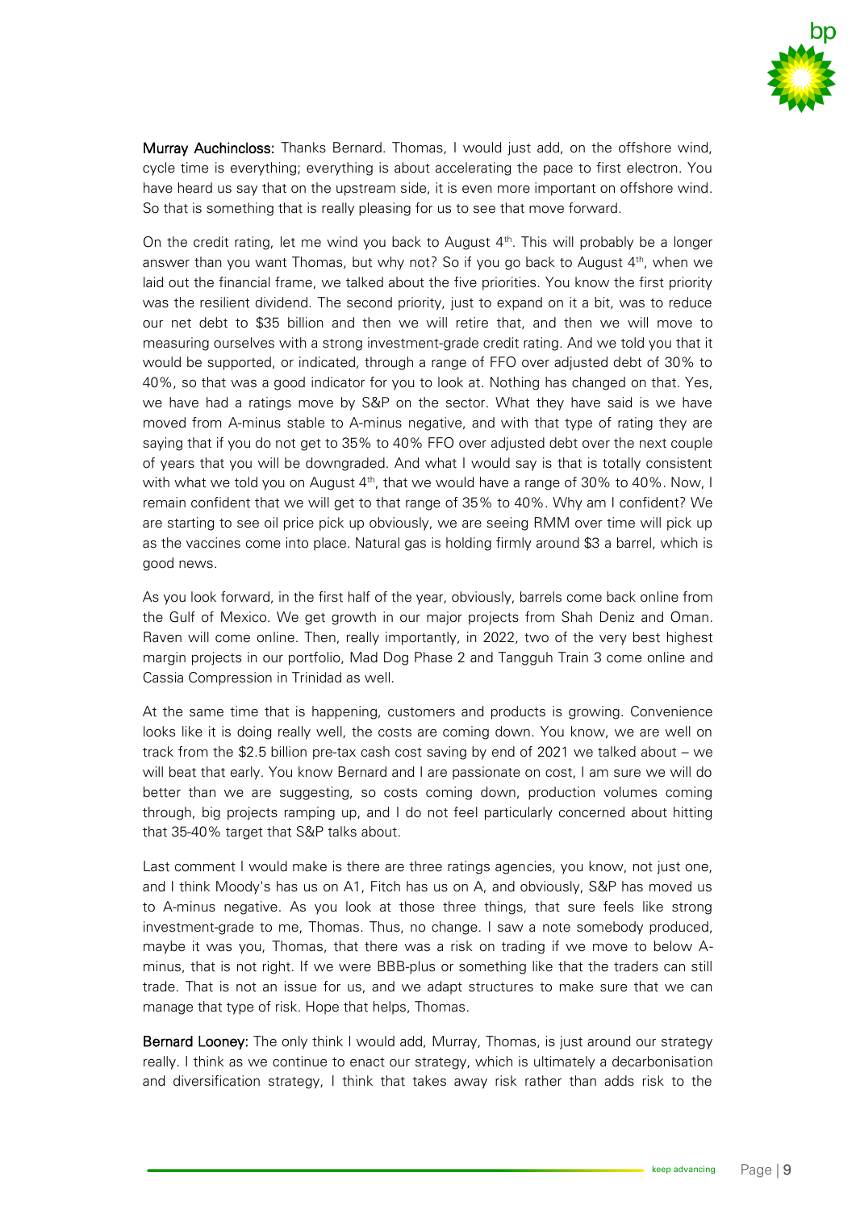**Murray Auchincloss:** Thanks Bernard. Thomas, I would just add, on the offshore wind, cycle time is everything; everything is about accelerating the pace to first electron. You have heard us say that on the upstream side, it is even more important on offshore wind. So that is something that is really pleasing for us to see that move forward.

On the credit rating, let me wind you back to August 4th. This will probably be a longer answer than you want Thomas, but why not? So if you go back to August 4th, when we laid out the financial frame, we talked about the five priorities. You know the first priority was the resilient dividend. The second priority, just to expand on it a bit, was to reduce our net debt to $35 billion and then we will retire that, and then we will move to measuring ourselves with a strong investment-grade credit rating. And we told you that it would be supported, or indicated, through a range of FFO over adjusted debt of 30% to 40%, so that was a good indicator for you to look at. Nothing has changed on that. Yes, we have had a ratings move by S&P on the sector. What they have said is we have moved from A-minus stable to A-minus negative, and with that type of rating they are saying that if you do not get to 35% to 40% FFO over adjusted debt over the next couple of years that you will be downgraded. And what I would say is that is totally consistent with what we told you on August 4th, that we would have a range of 30% to 40%. Now, I remain confident that we will get to that range of 35% to 40%. Why am I confident? We are starting to see oil price pick up obviously, we are seeing RMM over time will pick up as the vaccines come into place. Natural gas is holding firmly around $3 a barrel, which is good news.

As you look forward, in the first half of the year, obviously, barrels come back online from the Gulf of Mexico. We get growth in our major projects from Shah Deniz and Oman. Raven will come online. Then, really importantly, in 2022, two of the very best highest margin projects in our portfolio, Mad Dog Phase 2 and Tangguh Train 3 come online and Cassia Compression in Trinidad as well.

At the same time that is happening, customers and products is growing. Convenience looks like it is doing really well, the costs are coming down. You know, we are well on track from the $2.5 billion pre-tax cash cost saving by end of 2021 we talked about – we will beat that early. You know Bernard and I are passionate on cost, I am sure we will do better than we are suggesting, so costs coming down, production volumes coming through, big projects ramping up, and I do not feel particularly concerned about hitting that 35-40% target that S&P talks about.

Last comment I would make is there are three ratings agencies, you know, not just one, and I think Moody's has us on A1, Fitch has us on A, and obviously, S&P has moved us to A-minus negative. As you look at those three things, that sure feels like strong investment-grade to me, Thomas. Thus, no change. I saw a note somebody produced, maybe it was you, Thomas, that there was a risk on trading if we move to below A-minus, that is not right. If we were BBB-plus or something like that the traders can still trade. That is not an issue for us, and we adapt structures to make sure that we can manage that type of risk. Hope that helps, Thomas.

**Bernard Looney:** The only think I would add, Murray, Thomas, is just around our strategy really. I think as we continue to enact our strategy, which is ultimately a decarbonisation and diversification strategy, I think that takes away risk rather than adds risk to the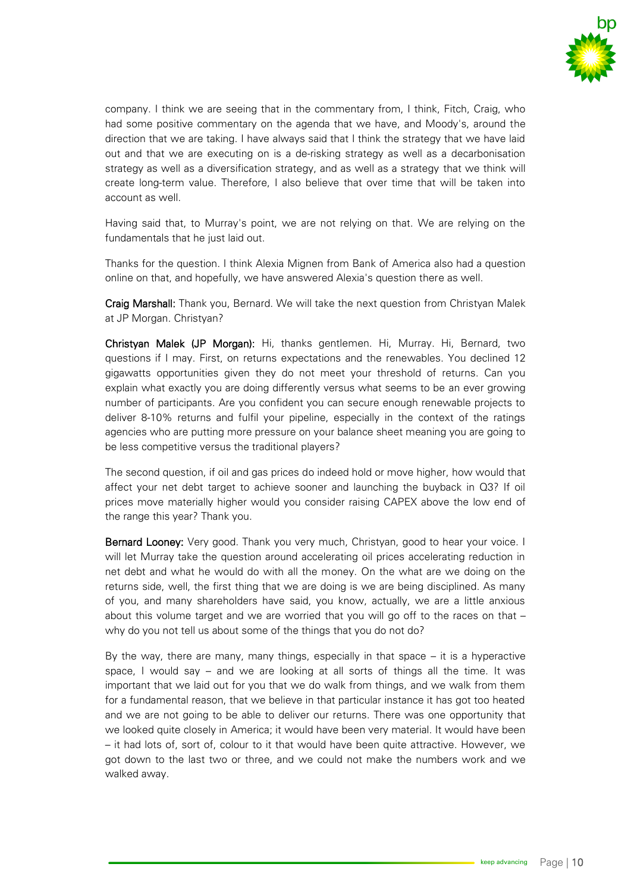company. I think we are seeing that in the commentary from, I think, Fitch, Craig, who had some positive commentary on the agenda that we have, and Moody's, around the direction that we are taking. I have always said that I think the strategy that we have laid out and that we are executing on is a de-risking strategy as well as a decarbonisation strategy as well as a diversification strategy, and as well as a strategy that we think will create long-term value. Therefore, I also believe that over time that will be taken into account as well.

Having said that, to Murray's point, we are not relying on that. We are relying on the fundamentals that he just laid out.

Thanks for the question. I think Alexia Mignen from Bank of America also had a question online on that, and hopefully, we have answered Alexia's question there as well.

**Craig Marshall:** Thank you, Bernard. We will take the next question from Christyan Malek at JP Morgan. Christyan?

**Christyan Malek (JP Morgan):** Hi, thanks gentlemen. Hi, Murray. Hi, Bernard, two questions if I may. First, on returns expectations and the renewables. You declined 12 gigawatts opportunities given they do not meet your threshold of returns. Can you explain what exactly you are doing differently versus what seems to be an ever growing number of participants. Are you confident you can secure enough renewable projects to deliver 8-10% returns and fulfil your pipeline, especially in the context of the ratings agencies who are putting more pressure on your balance sheet meaning you are going to be less competitive versus the traditional players?

The second question, if oil and gas prices do indeed hold or move higher, how would that affect your net debt target to achieve sooner and launching the buyback in Q3? If oil prices move materially higher would you consider raising CAPEX above the low end of the range this year? Thank you.

**Bernard Looney:** Very good. Thank you very much, Christyan, good to hear your voice. I will let Murray take the question around accelerating oil prices accelerating reduction in net debt and what he would do with all the money. On the what are we doing on the returns side, well, the first thing that we are doing is we are being disciplined. As many of you, and many shareholders have said, you know, actually, we are a little anxious about this volume target and we are worried that you will go off to the races on that – why do you not tell us about some of the things that you do not do?

By the way, there are many, many things, especially in that space – it is a hyperactive space, I would say – and we are looking at all sorts of things all the time. It was important that we laid out for you that we do walk from things, and we walk from them for a fundamental reason, that we believe in that particular instance it has got too heated and we are not going to be able to deliver our returns. There was one opportunity that we looked quite closely in America; it would have been very material. It would have been – it had lots of, sort of, colour to it that would have been quite attractive. However, we got down to the last two or three, and we could not make the numbers work and we walked away.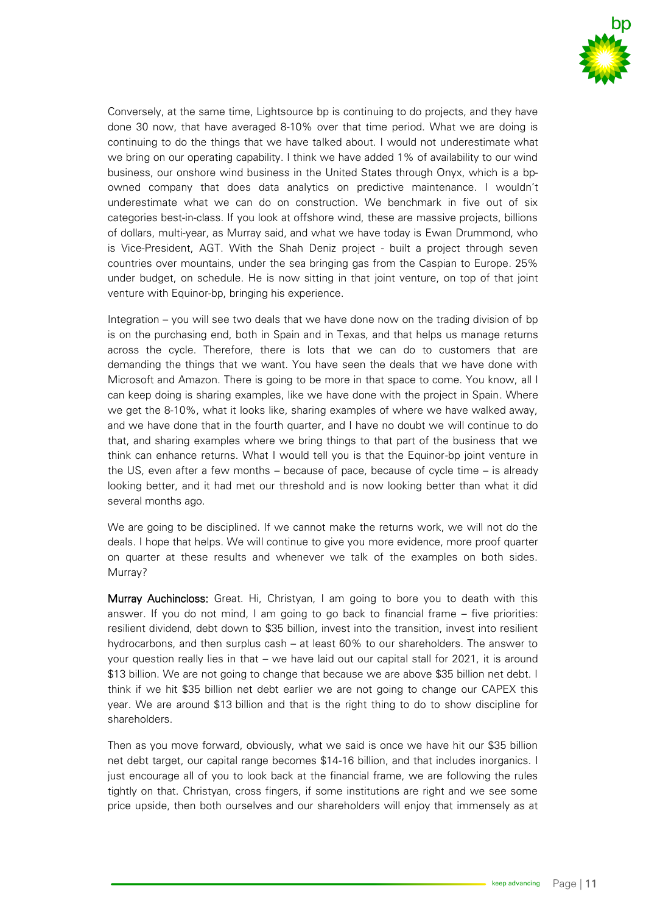Conversely, at the same time, Lightsource bp is continuing to do projects, and they have done 30 now, that have averaged 8-10% over that time period. What we are doing is continuing to do the things that we have talked about. I would not underestimate what we bring on our operating capability. I think we have added 1% of availability to our wind business, our onshore wind business in the United States through Onyx, which is a bp-owned company that does data analytics on predictive maintenance. I wouldn't underestimate what we can do on construction. We benchmark in five out of six categories best-in-class. If you look at offshore wind, these are massive projects, billions of dollars, multi-year, as Murray said, and what we have today is Ewan Drummond, who is Vice-President, AGT. With the Shah Deniz project - built a project through seven countries over mountains, under the sea bringing gas from the Caspian to Europe. 25% under budget, on schedule. He is now sitting in that joint venture, on top of that joint venture with Equinor-bp, bringing his experience.

Integration – you will see two deals that we have done now on the trading division of bp is on the purchasing end, both in Spain and in Texas, and that helps us manage returns across the cycle. Therefore, there is lots that we can do to customers that are demanding the things that we want. You have seen the deals that we have done with Microsoft and Amazon. There is going to be more in that space to come. You know, all I can keep doing is sharing examples, like we have done with the project in Spain. Where we get the 8-10%, what it looks like, sharing examples of where we have walked away, and we have done that in the fourth quarter, and I have no doubt we will continue to do that, and sharing examples where we bring things to that part of the business that we think can enhance returns. What I would tell you is that the Equinor-bp joint venture in the US, even after a few months – because of pace, because of cycle time – is already looking better, and it had met our threshold and is now looking better than what it did several months ago.

We are going to be disciplined. If we cannot make the returns work, we will not do the deals. I hope that helps. We will continue to give you more evidence, more proof quarter on quarter at these results and whenever we talk of the examples on both sides. Murray?

**Murray Auchincloss:** Great. Hi, Christyan, I am going to bore you to death with this answer. If you do not mind, I am going to go back to financial frame – five priorities: resilient dividend, debt down to $35 billion, invest into the transition, invest into resilient hydrocarbons, and then surplus cash – at least 60% to our shareholders. The answer to your question really lies in that – we have laid out our capital stall for 2021, it is around $13 billion. We are not going to change that because we are above $35 billion net debt. I think if we hit $35 billion net debt earlier we are not going to change our CAPEX this year. We are around $13 billion and that is the right thing to do to show discipline for shareholders.

Then as you move forward, obviously, what we said is once we have hit our $35 billion net debt target, our capital range becomes $14-16 billion, and that includes inorganics. I just encourage all of you to look back at the financial frame, we are following the rules tightly on that. Christyan, cross fingers, if some institutions are right and we see some price upside, then both ourselves and our shareholders will enjoy that immensely as at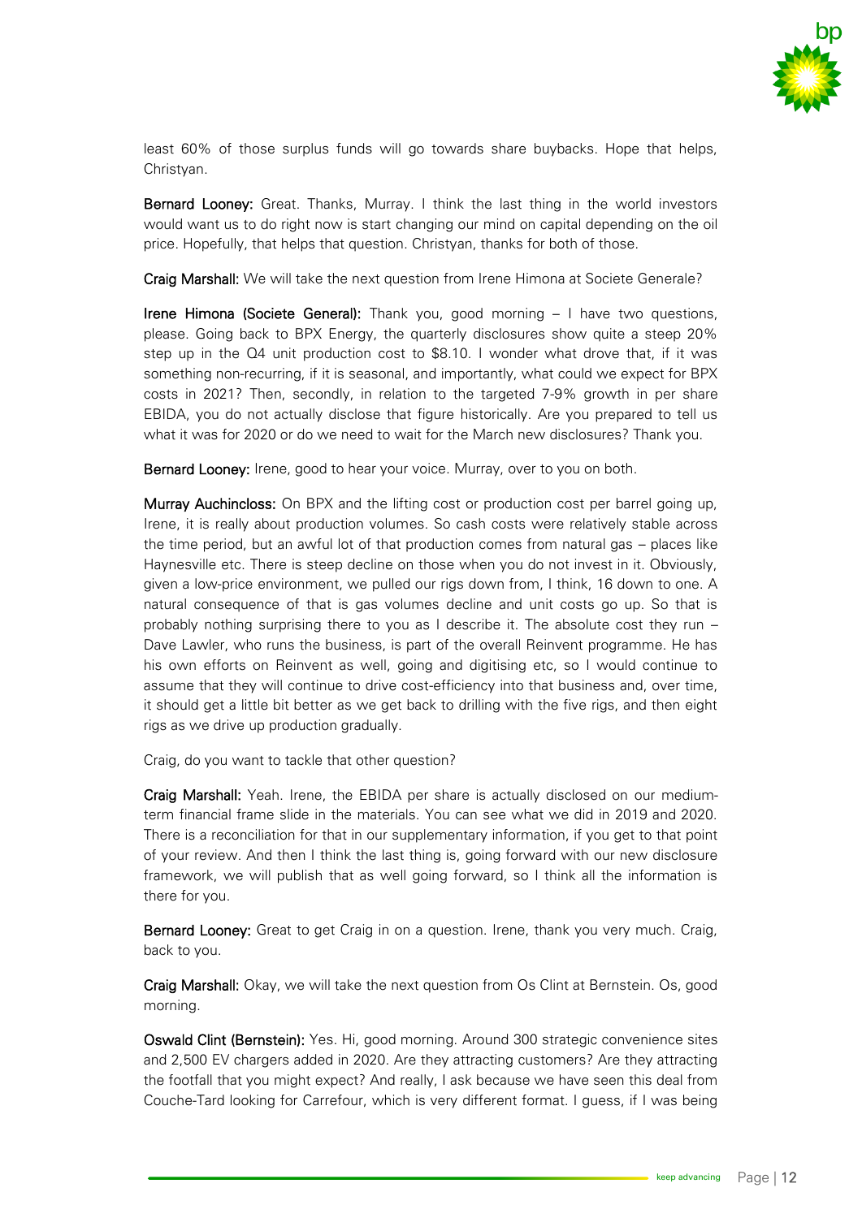least 60% of those surplus funds will go towards share buybacks. Hope that helps, Christyan.

**Bernard Looney:** Great. Thanks, Murray. I think the last thing in the world investors would want us to do right now is start changing our mind on capital depending on the oil price. Hopefully, that helps that question. Christyan, thanks for both of those.

**Craig Marshall:** We will take the next question from Irene Himona at Societe Generale?

**Irene Himona (Societe General):** Thank you, good morning – I have two questions, please. Going back to BPX Energy, the quarterly disclosures show quite a steep 20% step up in the Q4 unit production cost to $8.10. I wonder what drove that, if it was something non-recurring, if it is seasonal, and importantly, what could we expect for BPX costs in 2021? Then, secondly, in relation to the targeted 7-9% growth in per share EBIDA, you do not actually disclose that figure historically. Are you prepared to tell us what it was for 2020 or do we need to wait for the March new disclosures? Thank you.

**Bernard Looney:** Irene, good to hear your voice. Murray, over to you on both.

**Murray Auchincloss:** On BPX and the lifting cost or production cost per barrel going up, Irene, it is really about production volumes. So cash costs were relatively stable across the time period, but an awful lot of that production comes from natural gas – places like Haynesville etc. There is steep decline on those when you do not invest in it. Obviously, given a low-price environment, we pulled our rigs down from, I think, 16 down to one. A natural consequence of that is gas volumes decline and unit costs go up. So that is probably nothing surprising there to you as I describe it. The absolute cost they run – Dave Lawler, who runs the business, is part of the overall Reinvent programme. He has his own efforts on Reinvent as well, going and digitising etc, so I would continue to assume that they will continue to drive cost-efficiency into that business and, over time, it should get a little bit better as we get back to drilling with the five rigs, and then eight rigs as we drive up production gradually.

Craig, do you want to tackle that other question?

**Craig Marshall:** Yeah. Irene, the EBIDA per share is actually disclosed on our medium-term financial frame slide in the materials. You can see what we did in 2019 and 2020. There is a reconciliation for that in our supplementary information, if you get to that point of your review. And then I think the last thing is, going forward with our new disclosure framework, we will publish that as well going forward, so I think all the information is there for you.

**Bernard Looney:** Great to get Craig in on a question. Irene, thank you very much. Craig, back to you.

**Craig Marshall:** Okay, we will take the next question from Os Clint at Bernstein. Os, good morning.

**Oswald Clint (Bernstein):** Yes. Hi, good morning. Around 300 strategic convenience sites and 2,500 EV chargers added in 2020. Are they attracting customers? Are they attracting the footfall that you might expect? And really, I ask because we have seen this deal from Couche-Tard looking for Carrefour, which is very different format. I guess, if I was being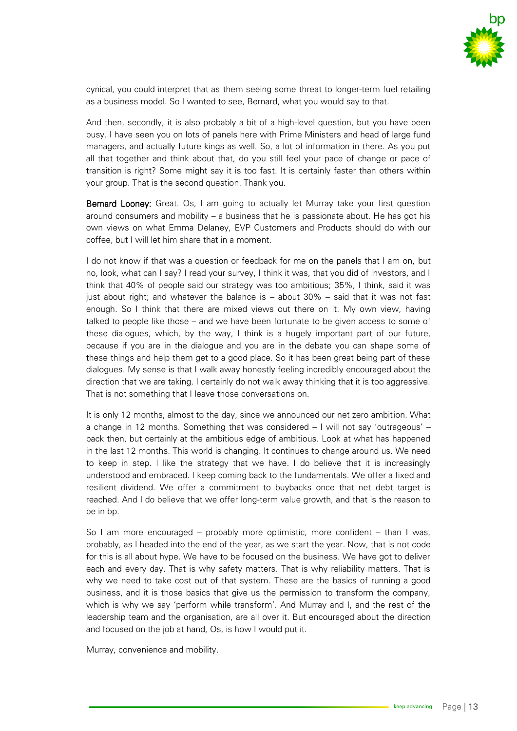cynical, you could interpret that as them seeing some threat to longer-term fuel retailing as a business model. So I wanted to see, Bernard, what you would say to that.

And then, secondly, it is also probably a bit of a high-level question, but you have been busy. I have seen you on lots of panels here with Prime Ministers and head of large fund managers, and actually future kings as well. So, a lot of information in there. As you put all that together and think about that, do you still feel your pace of change or pace of transition is right? Some might say it is too fast. It is certainly faster than others within your group. That is the second question. Thank you.

**Bernard Looney:** Great. Os, I am going to actually let Murray take your first question around consumers and mobility – a business that he is passionate about. He has got his own views on what Emma Delaney, EVP Customers and Products should do with our coffee, but I will let him share that in a moment.

I do not know if that was a question or feedback for me on the panels that I am on, but no, look, what can I say? I read your survey, I think it was, that you did of investors, and I think that 40% of people said our strategy was too ambitious; 35%, I think, said it was just about right; and whatever the balance is – about 30% – said that it was not fast enough. So I think that there are mixed views out there on it. My own view, having talked to people like those – and we have been fortunate to be given access to some of these dialogues, which, by the way, I think is a hugely important part of our future, because if you are in the dialogue and you are in the debate you can shape some of these things and help them get to a good place. So it has been great being part of these dialogues. My sense is that I walk away honestly feeling incredibly encouraged about the direction that we are taking. I certainly do not walk away thinking that it is too aggressive. That is not something that I leave those conversations on.

It is only 12 months, almost to the day, since we announced our net zero ambition. What a change in 12 months. Something that was considered – I will not say 'outrageous' – back then, but certainly at the ambitious edge of ambitious. Look at what has happened in the last 12 months. This world is changing. It continues to change around us. We need to keep in step. I like the strategy that we have. I do believe that it is increasingly understood and embraced. I keep coming back to the fundamentals. We offer a fixed and resilient dividend. We offer a commitment to buybacks once that net debt target is reached. And I do believe that we offer long-term value growth, and that is the reason to be in bp.

So I am more encouraged – probably more optimistic, more confident – than I was, probably, as I headed into the end of the year, as we start the year. Now, that is not code for this is all about hype. We have to be focused on the business. We have got to deliver each and every day. That is why safety matters. That is why reliability matters. That is why we need to take cost out of that system. These are the basics of running a good business, and it is those basics that give us the permission to transform the company, which is why we say 'perform while transform'. And Murray and I, and the rest of the leadership team and the organisation, are all over it. But encouraged about the direction and focused on the job at hand, Os, is how I would put it.

Murray, convenience and mobility.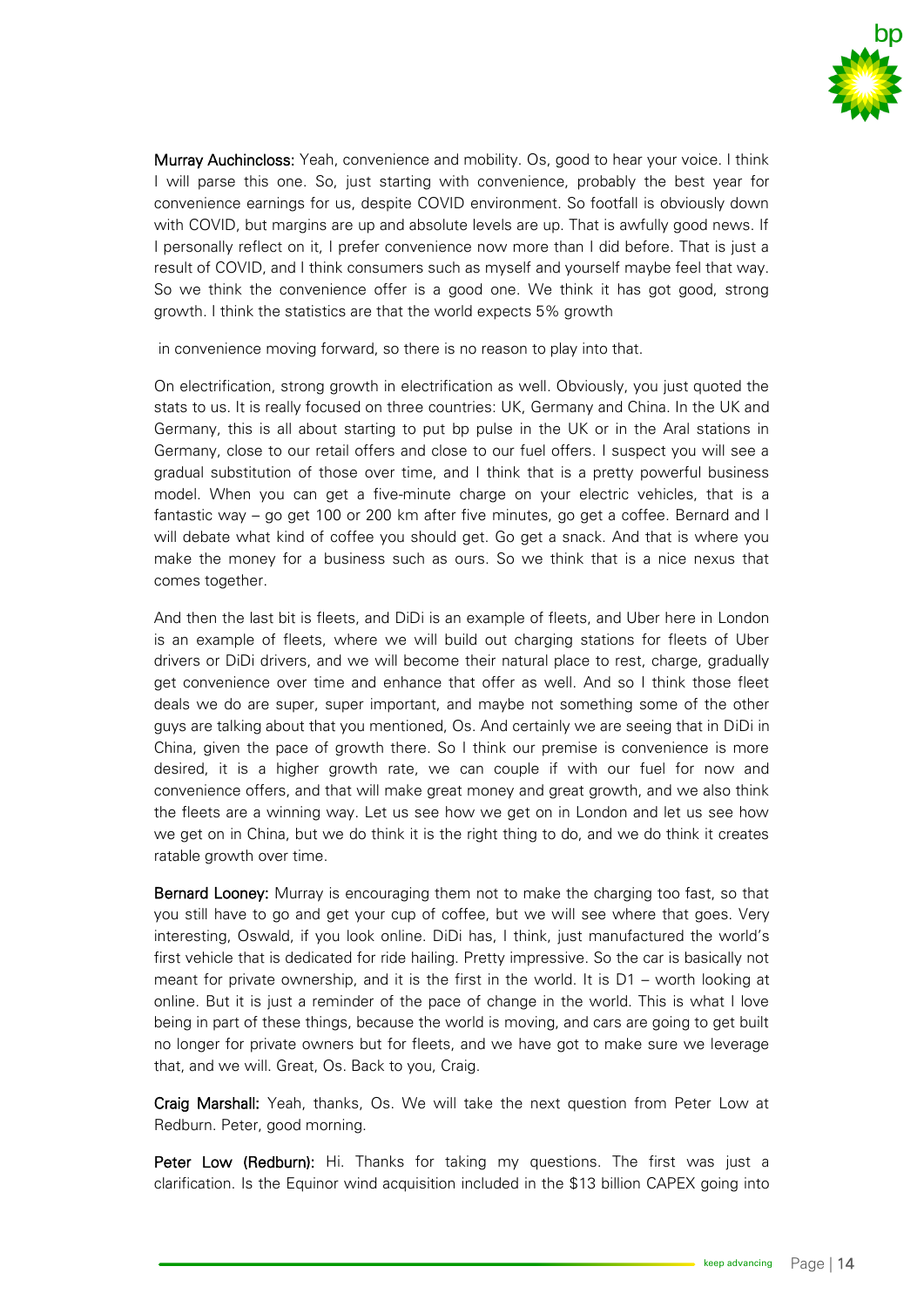**Murray Auchincloss:** Yeah, convenience and mobility. Os, good to hear your voice. I think I will parse this one. So, just starting with convenience, probably the best year for convenience earnings for us, despite COVID environment. So footfall is obviously down with COVID, but margins are up and absolute levels are up. That is awfully good news. If I personally reflect on it, I prefer convenience now more than I did before. That is just a result of COVID, and I think consumers such as myself and yourself maybe feel that way. So we think the convenience offer is a good one. We think it has got good, strong growth. I think the statistics are that the world expects 5% growth

in convenience moving forward, so there is no reason to play into that.

On electrification, strong growth in electrification as well. Obviously, you just quoted the stats to us. It is really focused on three countries: UK, Germany and China. In the UK and Germany, this is all about starting to put bp pulse in the UK or in the Aral stations in Germany, close to our retail offers and close to our fuel offers. I suspect you will see a gradual substitution of those over time, and I think that is a pretty powerful business model. When you can get a five-minute charge on your electric vehicles, that is a fantastic way – go get 100 or 200 km after five minutes, go get a coffee. Bernard and I will debate what kind of coffee you should get. Go get a snack. And that is where you make the money for a business such as ours. So we think that is a nice nexus that comes together.

And then the last bit is fleets, and DiDi is an example of fleets, and Uber here in London is an example of fleets, where we will build out charging stations for fleets of Uber drivers or DiDi drivers, and we will become their natural place to rest, charge, gradually get convenience over time and enhance that offer as well. And so I think those fleet deals we do are super, super important, and maybe not something some of the other guys are talking about that you mentioned, Os. And certainly we are seeing that in DiDi in China, given the pace of growth there. So I think our premise is convenience is more desired, it is a higher growth rate, we can couple if with our fuel for now and convenience offers, and that will make great money and great growth, and we also think the fleets are a winning way. Let us see how we get on in London and let us see how we get on in China, but we do think it is the right thing to do, and we do think it creates ratable growth over time.

**Bernard Looney:** Murray is encouraging them not to make the charging too fast, so that you still have to go and get your cup of coffee, but we will see where that goes. Very interesting, Oswald, if you look online. DiDi has, I think, just manufactured the world's first vehicle that is dedicated for ride hailing. Pretty impressive. So the car is basically not meant for private ownership, and it is the first in the world. It is D1 – worth looking at online. But it is just a reminder of the pace of change in the world. This is what I love being in part of these things, because the world is moving, and cars are going to get built no longer for private owners but for fleets, and we have got to make sure we leverage that, and we will. Great, Os. Back to you, Craig.

**Craig Marshall:** Yeah, thanks, Os. We will take the next question from Peter Low at Redburn. Peter, good morning.

**Peter Low (Redburn):** Hi. Thanks for taking my questions. The first was just a clarification. Is the Equinor wind acquisition included in the $13 billion CAPEX going into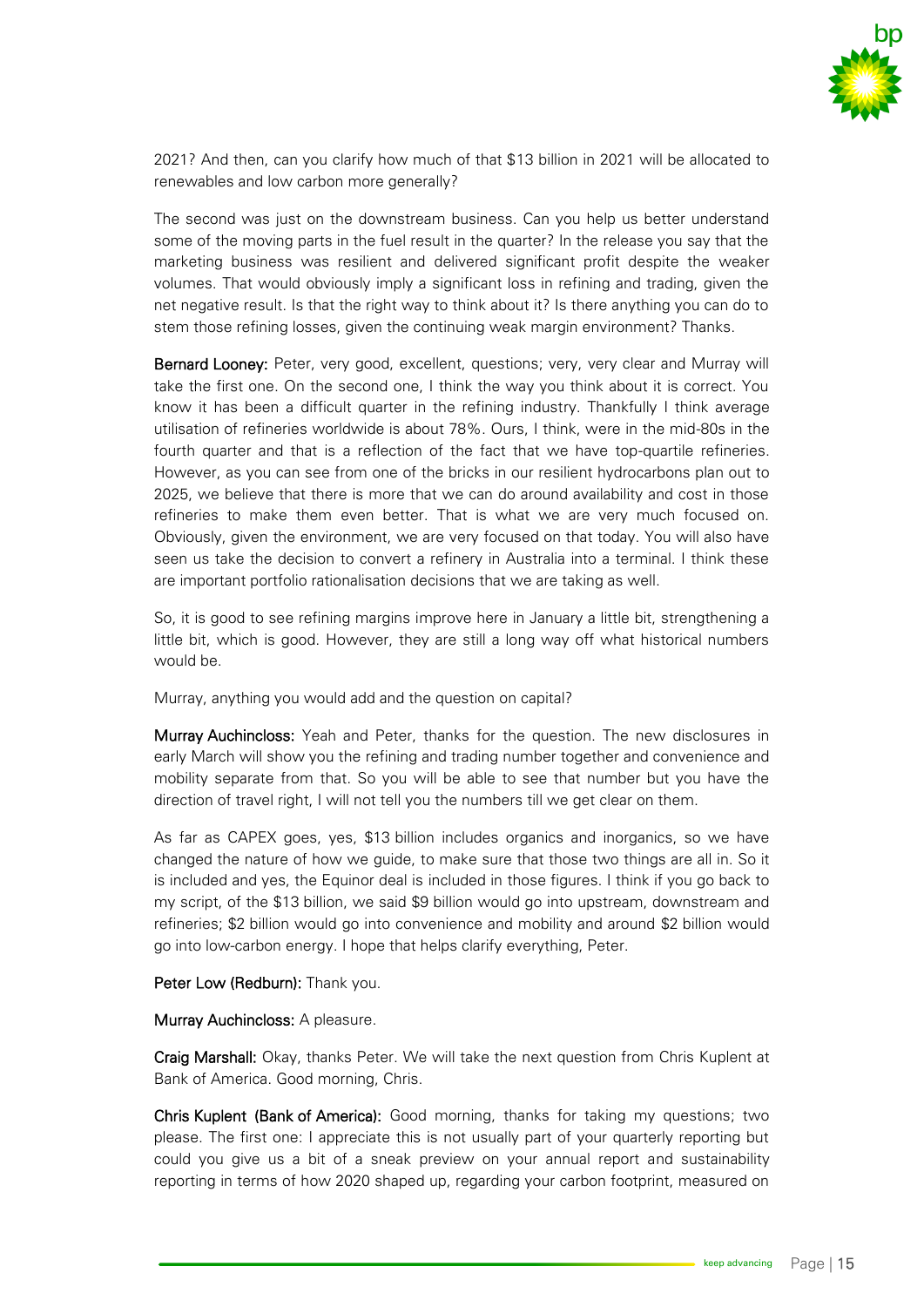2021? And then, can you clarify how much of that $13 billion in 2021 will be allocated to renewables and low carbon more generally?

The second was just on the downstream business. Can you help us better understand some of the moving parts in the fuel result in the quarter? In the release you say that the marketing business was resilient and delivered significant profit despite the weaker volumes. That would obviously imply a significant loss in refining and trading, given the net negative result. Is that the right way to think about it? Is there anything you can do to stem those refining losses, given the continuing weak margin environment? Thanks.

**Bernard Looney:** Peter, very good, excellent, questions; very, very clear and Murray will take the first one. On the second one, I think the way you think about it is correct. You know it has been a difficult quarter in the refining industry. Thankfully I think average utilisation of refineries worldwide is about 78%. Ours, I think, were in the mid-80s in the fourth quarter and that is a reflection of the fact that we have top-quartile refineries. However, as you can see from one of the bricks in our resilient hydrocarbons plan out to 2025, we believe that there is more that we can do around availability and cost in those refineries to make them even better. That is what we are very much focused on. Obviously, given the environment, we are very focused on that today. You will also have seen us take the decision to convert a refinery in Australia into a terminal. I think these are important portfolio rationalisation decisions that we are taking as well.

So, it is good to see refining margins improve here in January a little bit, strengthening a little bit, which is good. However, they are still a long way off what historical numbers would be.

Murray, anything you would add and the question on capital?

**Murray Auchincloss:** Yeah and Peter, thanks for the question. The new disclosures in early March will show you the refining and trading number together and convenience and mobility separate from that. So you will be able to see that number but you have the direction of travel right, I will not tell you the numbers till we get clear on them.

As far as CAPEX goes, yes, $13 billion includes organics and inorganics, so we have changed the nature of how we guide, to make sure that those two things are all in. So it is included and yes, the Equinor deal is included in those figures. I think if you go back to my script, of the $13 billion, we said $9 billion would go into upstream, downstream and refineries; $2 billion would go into convenience and mobility and around $2 billion would go into low-carbon energy. I hope that helps clarify everything, Peter.

**Peter Low (Redburn):** Thank you.

**Murray Auchincloss:** A pleasure.

**Craig Marshall:** Okay, thanks Peter. We will take the next question from Chris Kuplent at Bank of America. Good morning, Chris.

**Chris Kuplent (Bank of America):** Good morning, thanks for taking my questions; two please. The first one: I appreciate this is not usually part of your quarterly reporting but could you give us a bit of a sneak preview on your annual report and sustainability reporting in terms of how 2020 shaped up, regarding your carbon footprint, measured on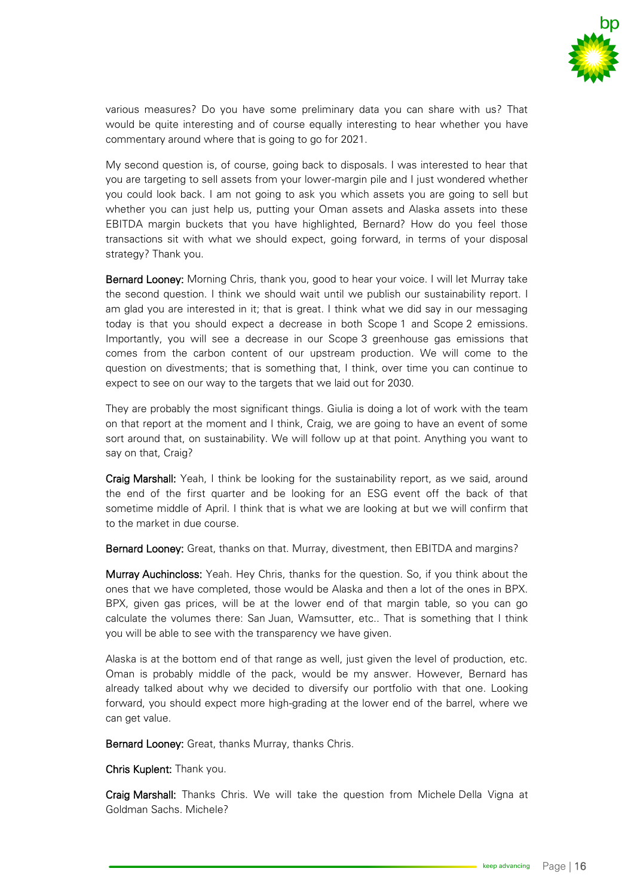various measures? Do you have some preliminary data you can share with us? That would be quite interesting and of course equally interesting to hear whether you have commentary around where that is going to go for 2021.

My second question is, of course, going back to disposals. I was interested to hear that you are targeting to sell assets from your lower-margin pile and I just wondered whether you could look back. I am not going to ask you which assets you are going to sell but whether you can just help us, putting your Oman assets and Alaska assets into these EBITDA margin buckets that you have highlighted, Bernard? How do you feel those transactions sit with what we should expect, going forward, in terms of your disposal strategy? Thank you.

**Bernard Looney:** Morning Chris, thank you, good to hear your voice. I will let Murray take the second question. I think we should wait until we publish our sustainability report. I am glad you are interested in it; that is great. I think what we did say in our messaging today is that you should expect a decrease in both Scope 1 and Scope 2 emissions. Importantly, you will see a decrease in our Scope 3 greenhouse gas emissions that comes from the carbon content of our upstream production. We will come to the question on divestments; that is something that, I think, over time you can continue to expect to see on our way to the targets that we laid out for 2030.

They are probably the most significant things. Giulia is doing a lot of work with the team on that report at the moment and I think, Craig, we are going to have an event of some sort around that, on sustainability. We will follow up at that point. Anything you want to say on that, Craig?

**Craig Marshall:** Yeah, I think be looking for the sustainability report, as we said, around the end of the first quarter and be looking for an ESG event off the back of that sometime middle of April. I think that is what we are looking at but we will confirm that to the market in due course.

**Bernard Looney:** Great, thanks on that. Murray, divestment, then EBITDA and margins?

**Murray Auchincloss:** Yeah. Hey Chris, thanks for the question. So, if you think about the ones that we have completed, those would be Alaska and then a lot of the ones in BPX. BPX, given gas prices, will be at the lower end of that margin table, so you can go calculate the volumes there: San Juan, Wamsutter, etc.. That is something that I think you will be able to see with the transparency we have given.

Alaska is at the bottom end of that range as well, just given the level of production, etc. Oman is probably middle of the pack, would be my answer. However, Bernard has already talked about why we decided to diversify our portfolio with that one. Looking forward, you should expect more high-grading at the lower end of the barrel, where we can get value.

**Bernard Looney:** Great, thanks Murray, thanks Chris.

**Chris Kuplent:** Thank you.

**Craig Marshall:** Thanks Chris. We will take the question from Michele Della Vigna at Goldman Sachs. Michele?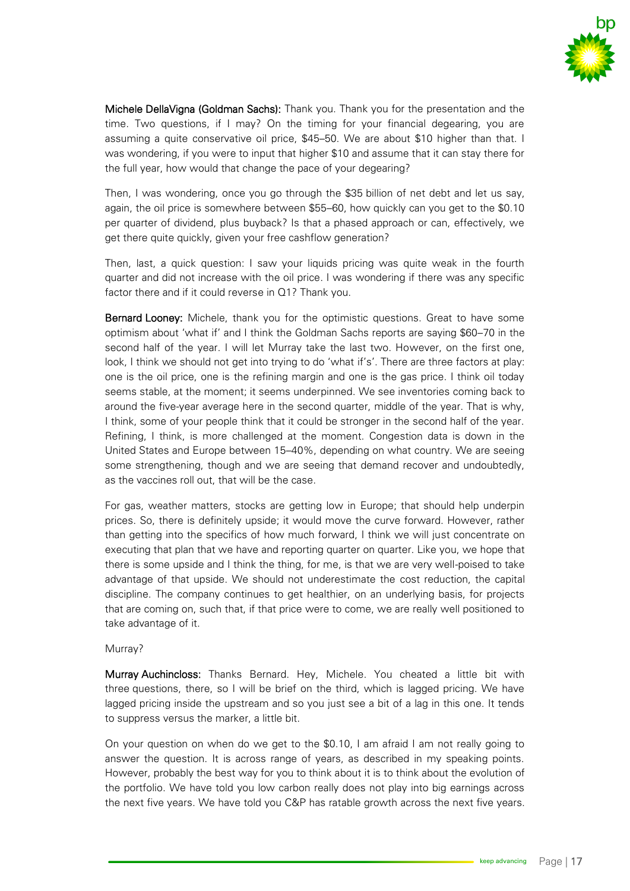**Michele DellaVigna (Goldman Sachs):** Thank you. Thank you for the presentation and the time. Two questions, if I may? On the timing for your financial degearing, you are assuming a quite conservative oil price, $45–50. We are about $10 higher than that. I was wondering, if you were to input that higher $10 and assume that it can stay there for the full year, how would that change the pace of your degearing?

Then, I was wondering, once you go through the $35 billion of net debt and let us say, again, the oil price is somewhere between $55–60, how quickly can you get to the $0.10 per quarter of dividend, plus buyback? Is that a phased approach or can, effectively, we get there quite quickly, given your free cashflow generation?

Then, last, a quick question: I saw your liquids pricing was quite weak in the fourth quarter and did not increase with the oil price. I was wondering if there was any specific factor there and if it could reverse in Q1? Thank you.

**Bernard Looney:** Michele, thank you for the optimistic questions. Great to have some optimism about 'what if' and I think the Goldman Sachs reports are saying $60–70 in the second half of the year. I will let Murray take the last two. However, on the first one, look, I think we should not get into trying to do 'what if's'. There are three factors at play: one is the oil price, one is the refining margin and one is the gas price. I think oil today seems stable, at the moment; it seems underpinned. We see inventories coming back to around the five-year average here in the second quarter, middle of the year. That is why, I think, some of your people think that it could be stronger in the second half of the year. Refining, I think, is more challenged at the moment. Congestion data is down in the United States and Europe between 15–40%, depending on what country. We are seeing some strengthening, though and we are seeing that demand recover and undoubtedly, as the vaccines roll out, that will be the case.

For gas, weather matters, stocks are getting low in Europe; that should help underpin prices. So, there is definitely upside; it would move the curve forward. However, rather than getting into the specifics of how much forward, I think we will just concentrate on executing that plan that we have and reporting quarter on quarter. Like you, we hope that there is some upside and I think the thing, for me, is that we are very well-poised to take advantage of that upside. We should not underestimate the cost reduction, the capital discipline. The company continues to get healthier, on an underlying basis, for projects that are coming on, such that, if that price were to come, we are really well positioned to take advantage of it.

Murray?

**Murray Auchincloss:** Thanks Bernard. Hey, Michele. You cheated a little bit with three questions, there, so I will be brief on the third, which is lagged pricing. We have lagged pricing inside the upstream and so you just see a bit of a lag in this one. It tends to suppress versus the marker, a little bit.

On your question on when do we get to the $0.10, I am afraid I am not really going to answer the question. It is across range of years, as described in my speaking points. However, probably the best way for you to think about it is to think about the evolution of the portfolio. We have told you low carbon really does not play into big earnings across the next five years. We have told you C&P has ratable growth across the next five years.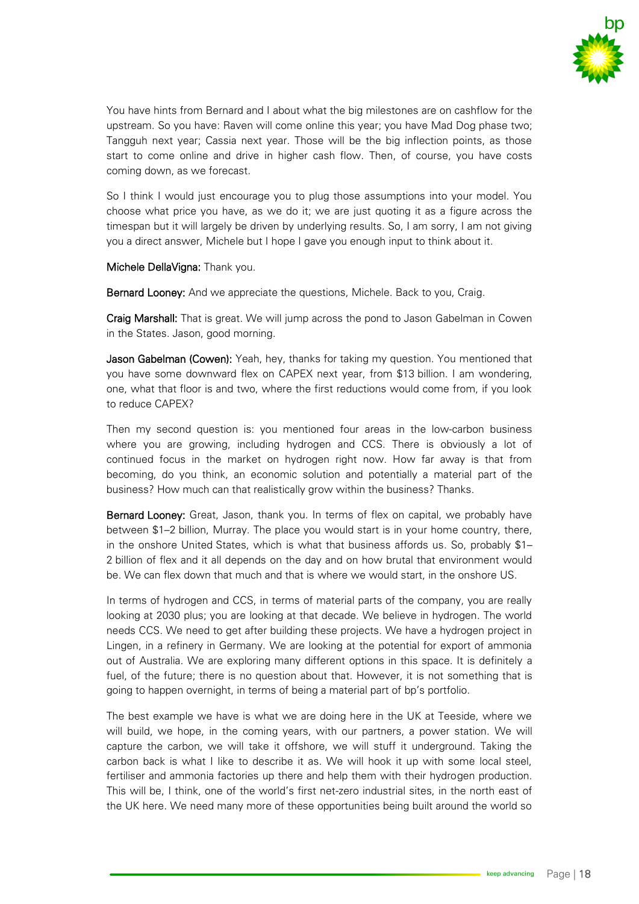You have hints from Bernard and I about what the big milestones are on cashflow for the upstream. So you have: Raven will come online this year; you have Mad Dog phase two; Tangguh next year; Cassia next year. Those will be the big inflection points, as those start to come online and drive in higher cash flow. Then, of course, you have costs coming down, as we forecast.

So I think I would just encourage you to plug those assumptions into your model. You choose what price you have, as we do it; we are just quoting it as a figure across the timespan but it will largely be driven by underlying results. So, I am sorry, I am not giving you a direct answer, Michele but I hope I gave you enough input to think about it.

**Michele DellaVigna:** Thank you.

**Bernard Looney:** And we appreciate the questions, Michele. Back to you, Craig.

**Craig Marshall:** That is great. We will jump across the pond to Jason Gabelman in Cowen in the States. Jason, good morning.

**Jason Gabelman (Cowen):** Yeah, hey, thanks for taking my question. You mentioned that you have some downward flex on CAPEX next year, from $13 billion. I am wondering, one, what that floor is and two, where the first reductions would come from, if you look to reduce CAPEX?

Then my second question is: you mentioned four areas in the low-carbon business where you are growing, including hydrogen and CCS. There is obviously a lot of continued focus in the market on hydrogen right now. How far away is that from becoming, do you think, an economic solution and potentially a material part of the business? How much can that realistically grow within the business? Thanks.

**Bernard Looney:** Great, Jason, thank you. In terms of flex on capital, we probably have between $1–2 billion, Murray. The place you would start is in your home country, there, in the onshore United States, which is what that business affords us. So, probably $1–2 billion of flex and it all depends on the day and on how brutal that environment would be. We can flex down that much and that is where we would start, in the onshore US.

In terms of hydrogen and CCS, in terms of material parts of the company, you are really looking at 2030 plus; you are looking at that decade. We believe in hydrogen. The world needs CCS. We need to get after building these projects. We have a hydrogen project in Lingen, in a refinery in Germany. We are looking at the potential for export of ammonia out of Australia. We are exploring many different options in this space. It is definitely a fuel, of the future; there is no question about that. However, it is not something that is going to happen overnight, in terms of being a material part of bp's portfolio.

The best example we have is what we are doing here in the UK at Teeside, where we will build, we hope, in the coming years, with our partners, a power station. We will capture the carbon, we will take it offshore, we will stuff it underground. Taking the carbon back is what I like to describe it as. We will hook it up with some local steel, fertiliser and ammonia factories up there and help them with their hydrogen production. This will be, I think, one of the world's first net-zero industrial sites, in the north east of the UK here. We need many more of these opportunities being built around the world so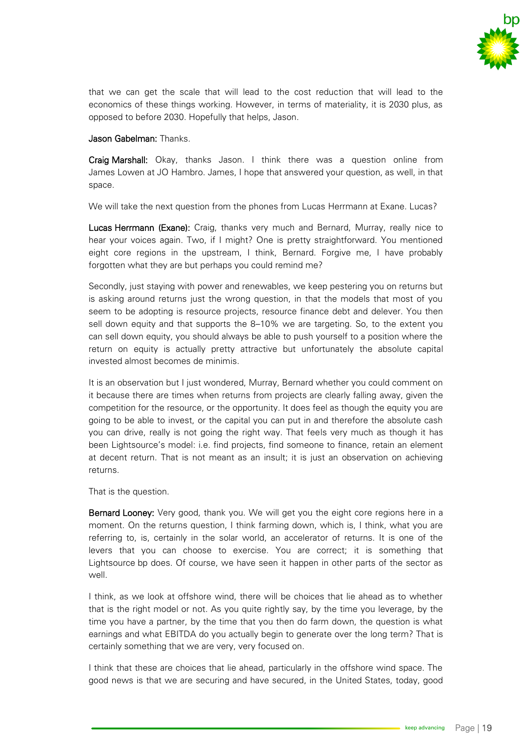that we can get the scale that will lead to the cost reduction that will lead to the economics of these things working. However, in terms of materiality, it is 2030 plus, as opposed to before 2030. Hopefully that helps, Jason.

**Jason Gabelman:** Thanks.

**Craig Marshall:** Okay, thanks Jason. I think there was a question online from James Lowen at JO Hambro. James, I hope that answered your question, as well, in that space.

We will take the next question from the phones from Lucas Herrmann at Exane. Lucas?

**Lucas Herrmann (Exane):** Craig, thanks very much and Bernard, Murray, really nice to hear your voices again. Two, if I might? One is pretty straightforward. You mentioned eight core regions in the upstream, I think, Bernard. Forgive me, I have probably forgotten what they are but perhaps you could remind me?

Secondly, just staying with power and renewables, we keep pestering you on returns but is asking around returns just the wrong question, in that the models that most of you seem to be adopting is resource projects, resource finance debt and delever. You then sell down equity and that supports the 8–10% we are targeting. So, to the extent you can sell down equity, you should always be able to push yourself to a position where the return on equity is actually pretty attractive but unfortunately the absolute capital invested almost becomes de minimis.

It is an observation but I just wondered, Murray, Bernard whether you could comment on it because there are times when returns from projects are clearly falling away, given the competition for the resource, or the opportunity. It does feel as though the equity you are going to be able to invest, or the capital you can put in and therefore the absolute cash you can drive, really is not going the right way. That feels very much as though it has been Lightsource's model: i.e. find projects, find someone to finance, retain an element at decent return. That is not meant as an insult; it is just an observation on achieving returns.

That is the question.

**Bernard Looney:** Very good, thank you. We will get you the eight core regions here in a moment. On the returns question, I think farming down, which is, I think, what you are referring to, is, certainly in the solar world, an accelerator of returns. It is one of the levers that you can choose to exercise. You are correct; it is something that Lightsource bp does. Of course, we have seen it happen in other parts of the sector as well.

I think, as we look at offshore wind, there will be choices that lie ahead as to whether that is the right model or not. As you quite rightly say, by the time you leverage, by the time you have a partner, by the time that you then do farm down, the question is what earnings and what EBITDA do you actually begin to generate over the long term? That is certainly something that we are very, very focused on.

I think that these are choices that lie ahead, particularly in the offshore wind space. The good news is that we are securing and have secured, in the United States, today, good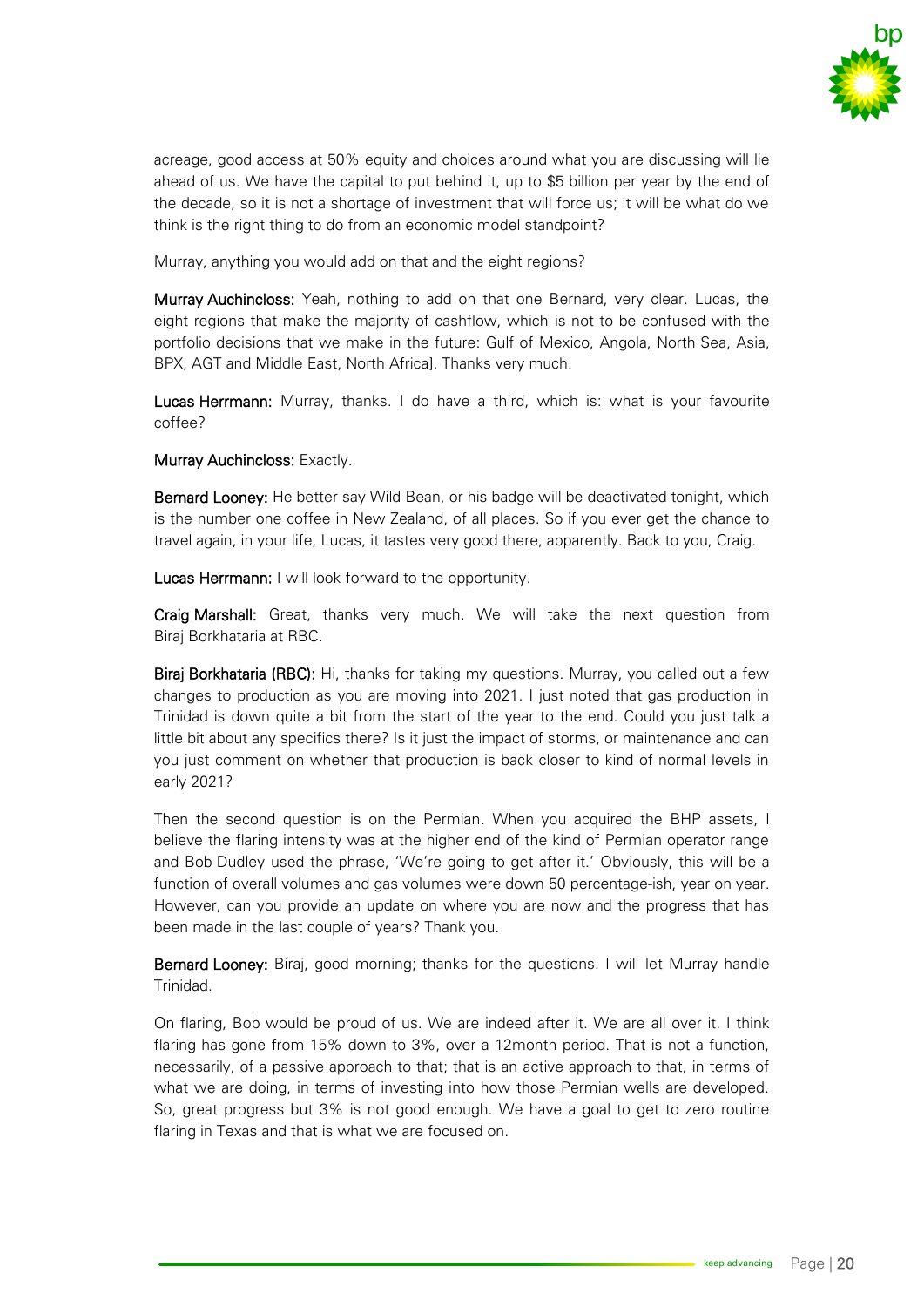acreage, good access at 50% equity and choices around what you are discussing will lie ahead of us. We have the capital to put behind it, up to $5 billion per year by the end of the decade, so it is not a shortage of investment that will force us; it will be what do we think is the right thing to do from an economic model standpoint?

Murray, anything you would add on that and the eight regions?

**Murray Auchincloss:** Yeah, nothing to add on that one Bernard, very clear. Lucas, the eight regions that make the majority of cashflow, which is not to be confused with the portfolio decisions that we make in the future: Gulf of Mexico, Angola, North Sea, Asia, BPX, AGT and Middle East, North Africa]. Thanks very much.

**Lucas Herrmann:** Murray, thanks. I do have a third, which is: what is your favourite coffee?

**Murray Auchincloss:** Exactly.

**Bernard Looney:** He better say Wild Bean, or his badge will be deactivated tonight, which is the number one coffee in New Zealand, of all places. So if you ever get the chance to travel again, in your life, Lucas, it tastes very good there, apparently. Back to you, Craig.

**Lucas Herrmann:** I will look forward to the opportunity.

**Craig Marshall:** Great, thanks very much. We will take the next question from Biraj Borkhataria at RBC.

**Biraj Borkhataria (RBC):** Hi, thanks for taking my questions. Murray, you called out a few changes to production as you are moving into 2021. I just noted that gas production in Trinidad is down quite a bit from the start of the year to the end. Could you just talk a little bit about any specifics there? Is it just the impact of storms, or maintenance and can you just comment on whether that production is back closer to kind of normal levels in early 2021?

Then the second question is on the Permian. When you acquired the BHP assets, I believe the flaring intensity was at the higher end of the kind of Permian operator range and Bob Dudley used the phrase, 'We're going to get after it.' Obviously, this will be a function of overall volumes and gas volumes were down 50 percentage-ish, year on year. However, can you provide an update on where you are now and the progress that has been made in the last couple of years? Thank you.

**Bernard Looney:** Biraj, good morning; thanks for the questions. I will let Murray handle Trinidad.

On flaring, Bob would be proud of us. We are indeed after it. We are all over it. I think flaring has gone from 15% down to 3%, over a 12month period. That is not a function, necessarily, of a passive approach to that; that is an active approach to that, in terms of what we are doing, in terms of investing into how those Permian wells are developed. So, great progress but 3% is not good enough. We have a goal to get to zero routine flaring in Texas and that is what we are focused on.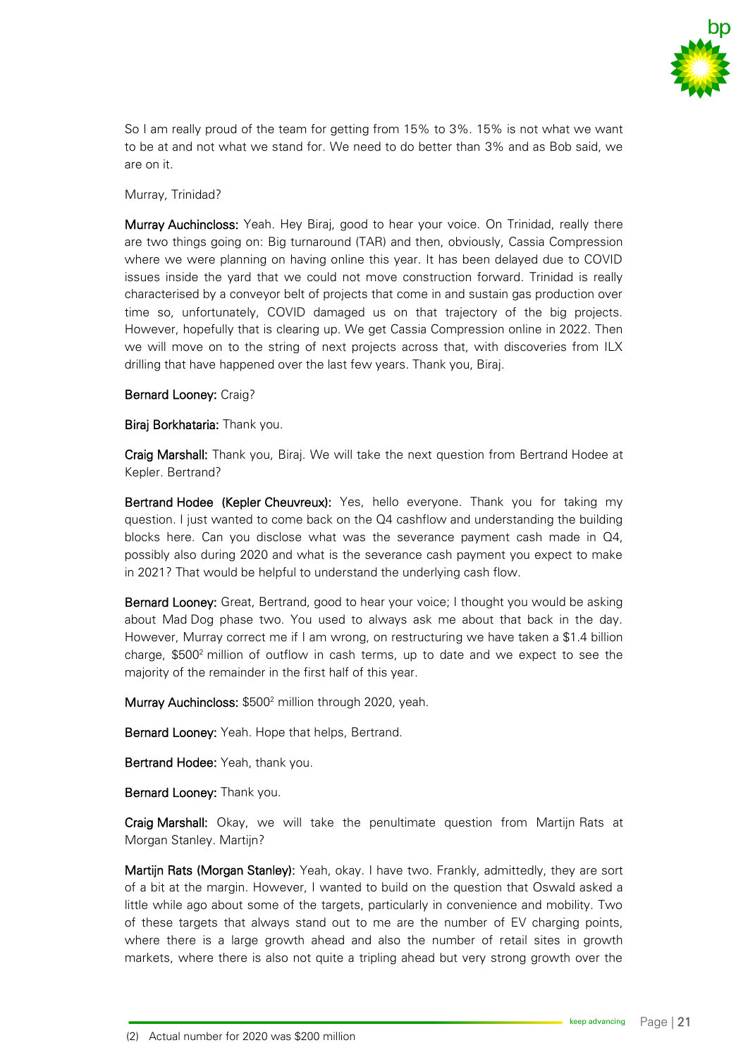So I am really proud of the team for getting from 15% to 3%. 15% is not what we want to be at and not what we stand for. We need to do better than 3% and as Bob said, we are on it.

Murray, Trinidad?

**Murray Auchincloss:** Yeah. Hey Biraj, good to hear your voice. On Trinidad, really there are two things going on: Big turnaround (TAR) and then, obviously, Cassia Compression where we were planning on having online this year. It has been delayed due to COVID issues inside the yard that we could not move construction forward. Trinidad is really characterised by a conveyor belt of projects that come in and sustain gas production over time so, unfortunately, COVID damaged us on that trajectory of the big projects. However, hopefully that is clearing up. We get Cassia Compression online in 2022. Then we will move on to the string of next projects across that, with discoveries from ILX drilling that have happened over the last few years. Thank you, Biraj.

**Bernard Looney:** Craig?

**Biraj Borkhataria:** Thank you.

**Craig Marshall:** Thank you, Biraj. We will take the next question from Bertrand Hodee at Kepler. Bertrand?

**Bertrand Hodee (Kepler Cheuvreux):** Yes, hello everyone. Thank you for taking my question. I just wanted to come back on the Q4 cashflow and understanding the building blocks here. Can you disclose what was the severance payment cash made in Q4, possibly also during 2020 and what is the severance cash payment you expect to make in 2021? That would be helpful to understand the underlying cash flow.

**Bernard Looney:** Great, Bertrand, good to hear your voice; I thought you would be asking about Mad Dog phase two. You used to always ask me about that back in the day. However, Murray correct me if I am wrong, on restructuring we have taken a $1.4 billion charge, $500[2] million of outflow in cash terms, up to date and we expect to see the majority of the remainder in the first half of this year.

**Murray Auchincloss:** $500[2] million through 2020, yeah.

**Bernard Looney:** Yeah. Hope that helps, Bertrand.

**Bertrand Hodee:** Yeah, thank you.

**Bernard Looney:** Thank you.

**Craig Marshall:** Okay, we will take the penultimate question from Martijn Rats at Morgan Stanley. Martijn?

**Martijn Rats (Morgan Stanley):** Yeah, okay. I have two. Frankly, admittedly, they are sort of a bit at the margin. However, I wanted to build on the question that Oswald asked a little while ago about some of the targets, particularly in convenience and mobility. Two of these targets that always stand out to me are the number of EV charging points, where there is a large growth ahead and also the number of retail sites in growth markets, where there is also not quite a tripling ahead but very strong growth over the

(2) Actual number for 2020 was $200 million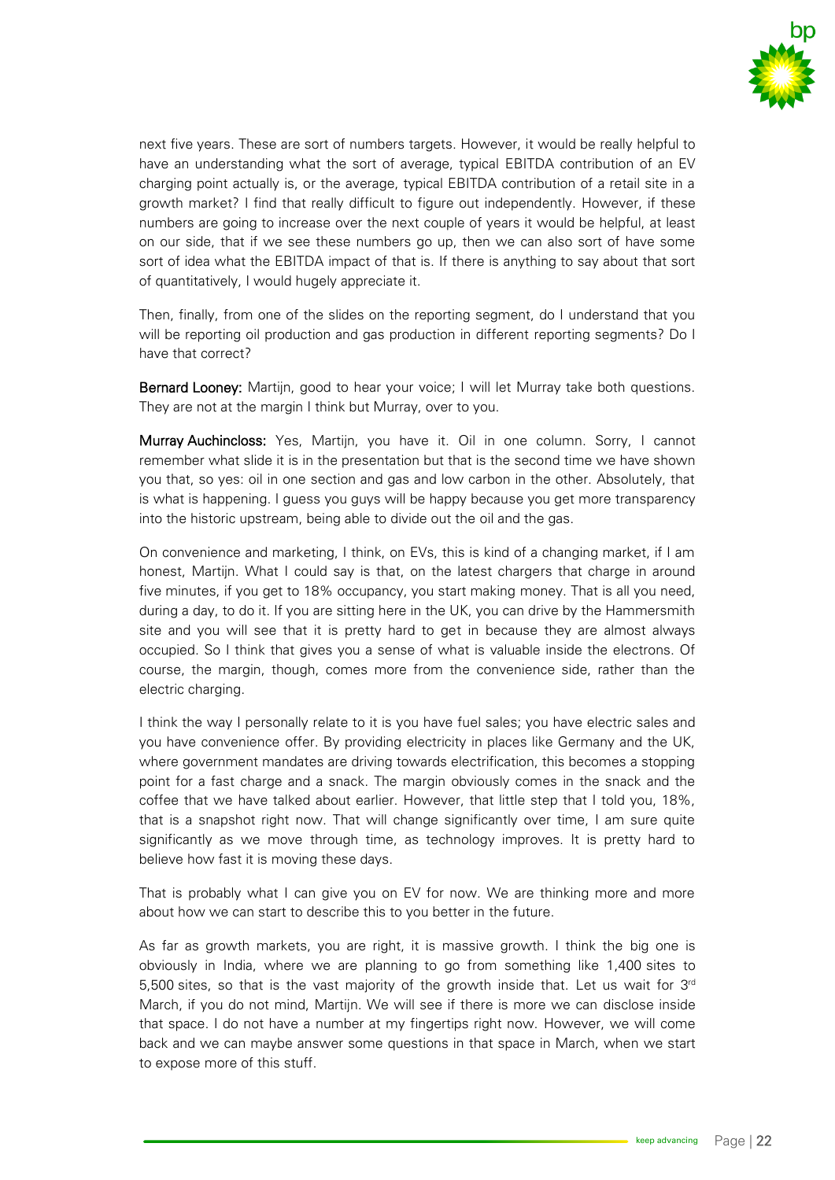next five years. These are sort of numbers targets. However, it would be really helpful to have an understanding what the sort of average, typical EBITDA contribution of an EV charging point actually is, or the average, typical EBITDA contribution of a retail site in a growth market? I find that really difficult to figure out independently. However, if these numbers are going to increase over the next couple of years it would be helpful, at least on our side, that if we see these numbers go up, then we can also sort of have some sort of idea what the EBITDA impact of that is. If there is anything to say about that sort of quantitatively, I would hugely appreciate it.

Then, finally, from one of the slides on the reporting segment, do I understand that you will be reporting oil production and gas production in different reporting segments? Do I have that correct?

**Bernard Looney:** Martijn, good to hear your voice; I will let Murray take both questions. They are not at the margin I think but Murray, over to you.

**Murray Auchincloss:** Yes, Martijn, you have it. Oil in one column. Sorry, I cannot remember what slide it is in the presentation but that is the second time we have shown you that, so yes: oil in one section and gas and low carbon in the other. Absolutely, that is what is happening. I guess you guys will be happy because you get more transparency into the historic upstream, being able to divide out the oil and the gas.

On convenience and marketing, I think, on EVs, this is kind of a changing market, if I am honest, Martijn. What I could say is that, on the latest chargers that charge in around five minutes, if you get to 18% occupancy, you start making money. That is all you need, during a day, to do it. If you are sitting here in the UK, you can drive by the Hammersmith site and you will see that it is pretty hard to get in because they are almost always occupied. So I think that gives you a sense of what is valuable inside the electrons. Of course, the margin, though, comes more from the convenience side, rather than the electric charging.

I think the way I personally relate to it is you have fuel sales; you have electric sales and you have convenience offer. By providing electricity in places like Germany and the UK, where government mandates are driving towards electrification, this becomes a stopping point for a fast charge and a snack. The margin obviously comes in the snack and the coffee that we have talked about earlier. However, that little step that I told you, 18%, that is a snapshot right now. That will change significantly over time, I am sure quite significantly as we move through time, as technology improves. It is pretty hard to believe how fast it is moving these days.

That is probably what I can give you on EV for now. We are thinking more and more about how we can start to describe this to you better in the future.

As far as growth markets, you are right, it is massive growth. I think the big one is obviously in India, where we are planning to go from something like 1,400 sites to 5,500 sites, so that is the vast majority of the growth inside that. Let us wait for 3rd March, if you do not mind, Martijn. We will see if there is more we can disclose inside that space. I do not have a number at my fingertips right now. However, we will come back and we can maybe answer some questions in that space in March, when we start to expose more of this stuff.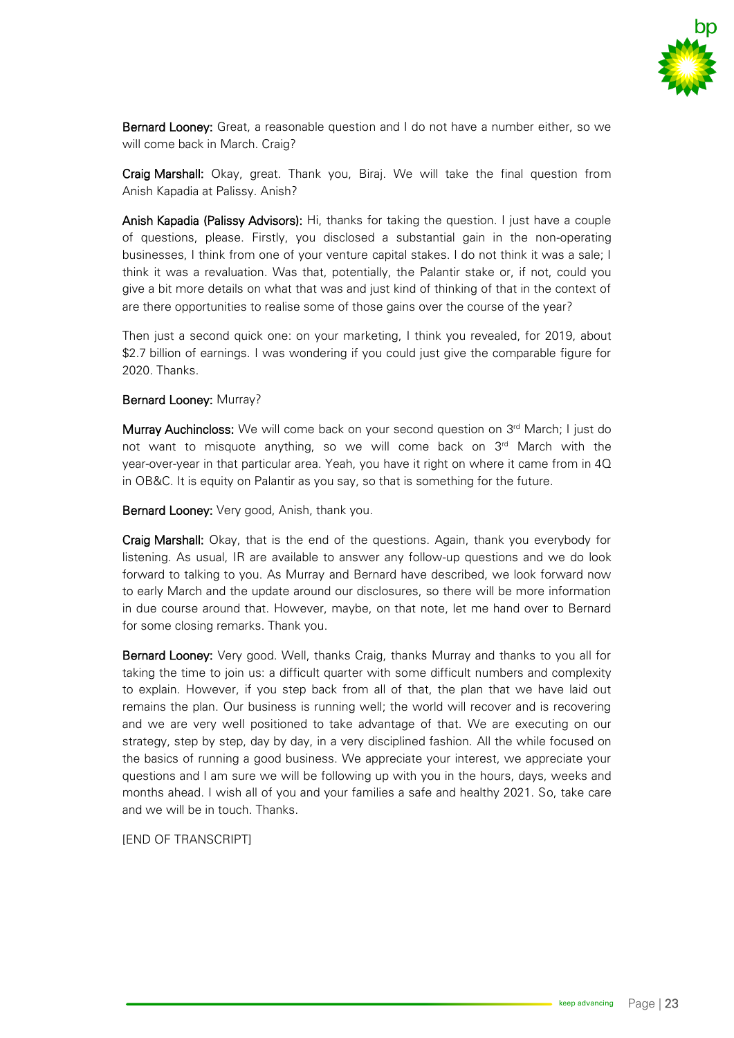**Bernard Looney:** Great, a reasonable question and I do not have a number either, so we will come back in March. Craig?

**Craig Marshall:** Okay, great. Thank you, Biraj. We will take the final question from Anish Kapadia at Palissy. Anish?

**Anish Kapadia (Palissy Advisors):** Hi, thanks for taking the question. I just have a couple of questions, please. Firstly, you disclosed a substantial gain in the non-operating businesses, I think from one of your venture capital stakes. I do not think it was a sale; I think it was a revaluation. Was that, potentially, the Palantir stake or, if not, could you give a bit more details on what that was and just kind of thinking of that in the context of are there opportunities to realise some of those gains over the course of the year?

Then just a second quick one: on your marketing, I think you revealed, for 2019, about $2.7 billion of earnings. I was wondering if you could just give the comparable figure for 2020. Thanks.

**Bernard Looney:** Murray?

**Murray Auchincloss:** We will come back on your second question on 3rd March; I just do not want to misquote anything, so we will come back on 3rd March with the year-over-year in that particular area. Yeah, you have it right on where it came from in 4Q in OB&C. It is equity on Palantir as you say, so that is something for the future.

**Bernard Looney:** Very good, Anish, thank you.

**Craig Marshall:** Okay, that is the end of the questions. Again, thank you everybody for listening. As usual, IR are available to answer any follow-up questions and we do look forward to talking to you. As Murray and Bernard have described, we look forward now to early March and the update around our disclosures, so there will be more information in due course around that. However, maybe, on that note, let me hand over to Bernard for some closing remarks. Thank you.

**Bernard Looney:** Very good. Well, thanks Craig, thanks Murray and thanks to you all for taking the time to join us: a difficult quarter with some difficult numbers and complexity to explain. However, if you step back from all of that, the plan that we have laid out remains the plan. Our business is running well; the world will recover and is recovering and we are very well positioned to take advantage of that. We are executing on our strategy, step by step, day by day, in a very disciplined fashion. All the while focused on the basics of running a good business. We appreciate your interest, we appreciate your questions and I am sure we will be following up with you in the hours, days, weeks and months ahead. I wish all of you and your families a safe and healthy 2021. So, take care and we will be in touch. Thanks.

[END OF TRANSCRIPT]